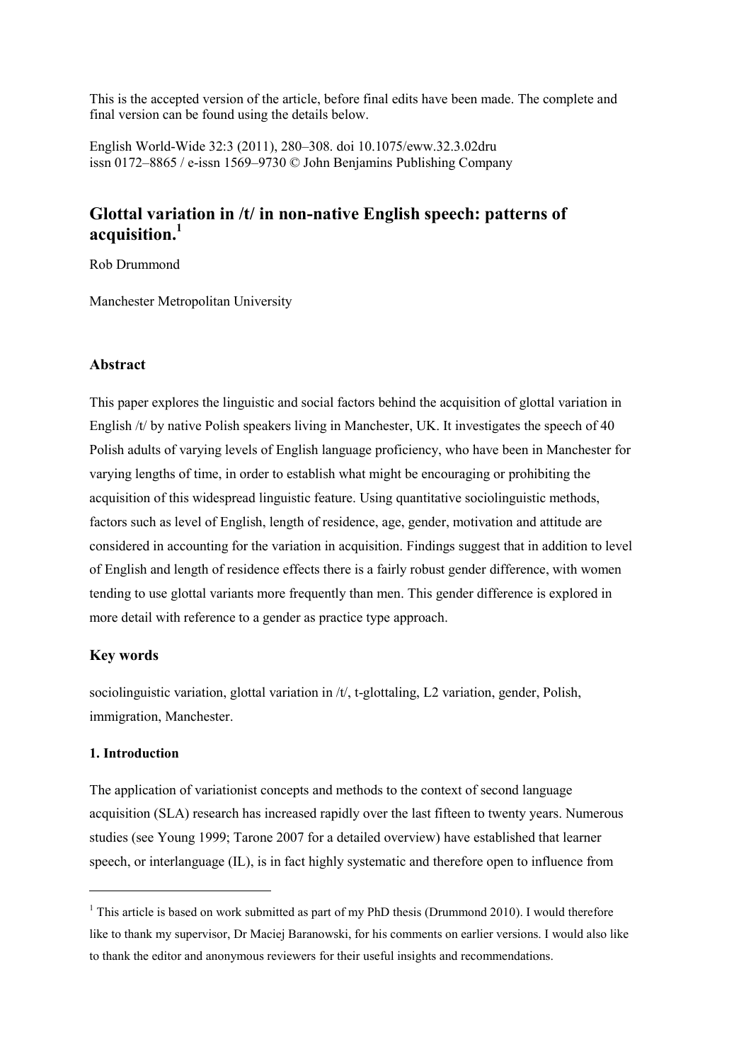This is the accepted version of the article, before final edits have been made. The complete and final version can be found using the details below.

English World-Wide 32:3 (2011), 280–308. doi 10.1075/eww.32.3.02dru
issn 0172–8865 / e-issn 1569–9730 © John Benjamins Publishing Company

# Glottal variation in /t/ in non-native English speech: patterns of acquisition.[1]

Rob Drummond

Manchester Metropolitan University

## Abstract

This paper explores the linguistic and social factors behind the acquisition of glottal variation in English /t/ by native Polish speakers living in Manchester, UK. It investigates the speech of 40 Polish adults of varying levels of English language proficiency, who have been in Manchester for varying lengths of time, in order to establish what might be encouraging or prohibiting the acquisition of this widespread linguistic feature. Using quantitative sociolinguistic methods, factors such as level of English, length of residence, age, gender, motivation and attitude are considered in accounting for the variation in acquisition. Findings suggest that in addition to level of English and length of residence effects there is a fairly robust gender difference, with women tending to use glottal variants more frequently than men. This gender difference is explored in more detail with reference to a gender as practice type approach.

## Key words

sociolinguistic variation, glottal variation in /t/, t-glottaling, L2 variation, gender, Polish, immigration, Manchester.

### 1. Introduction

The application of variationist concepts and methods to the context of second language acquisition (SLA) research has increased rapidly over the last fifteen to twenty years. Numerous studies (see Young 1999; Tarone 2007 for a detailed overview) have established that learner speech, or interlanguage (IL), is in fact highly systematic and therefore open to influence from

[1] This article is based on work submitted as part of my PhD thesis (Drummond 2010). I would therefore like to thank my supervisor, Dr Maciej Baranowski, for his comments on earlier versions. I would also like to thank the editor and anonymous reviewers for their useful insights and recommendations.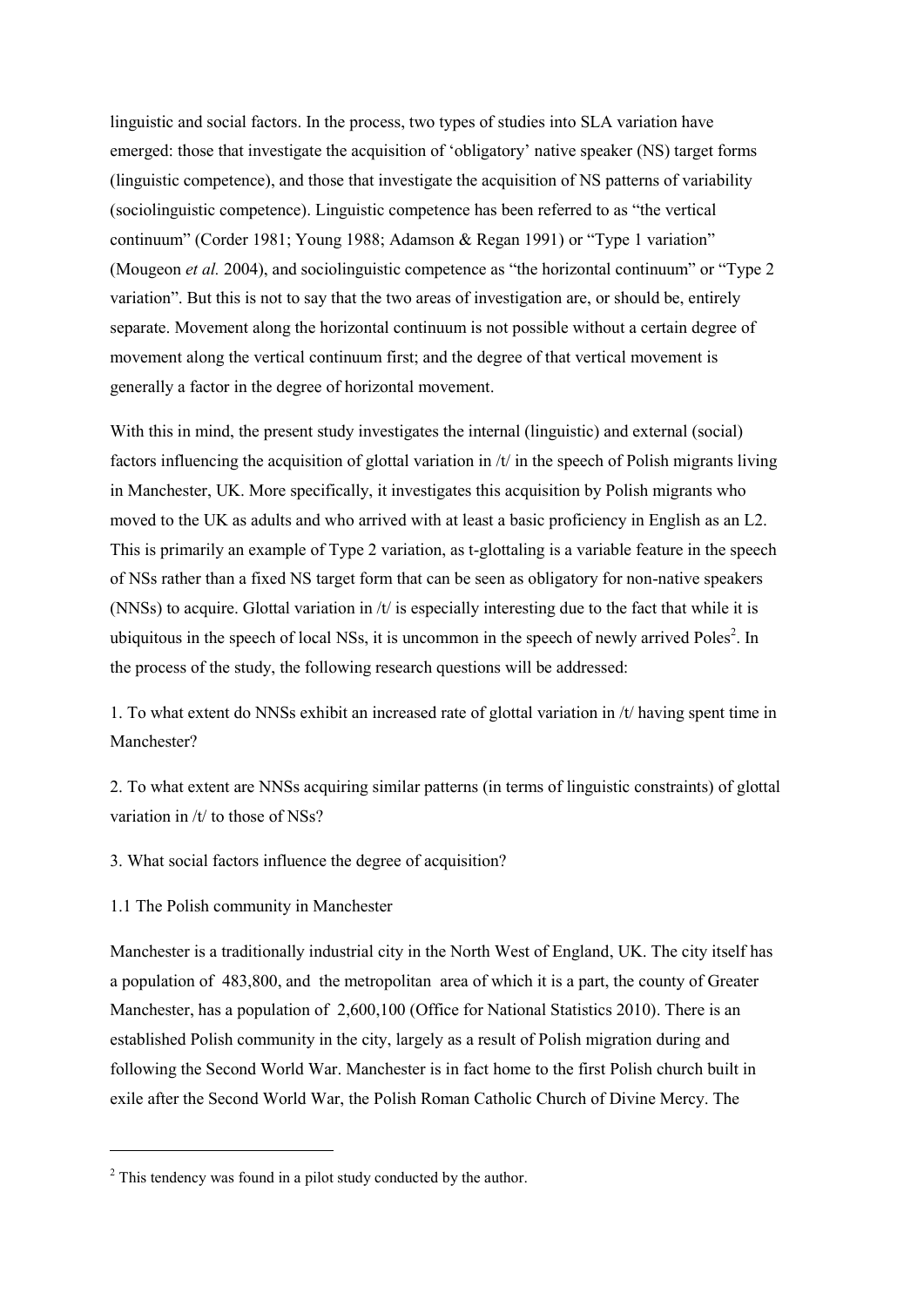linguistic and social factors. In the process, two types of studies into SLA variation have emerged: those that investigate the acquisition of 'obligatory' native speaker (NS) target forms (linguistic competence), and those that investigate the acquisition of NS patterns of variability (sociolinguistic competence). Linguistic competence has been referred to as "the vertical continuum" (Corder 1981; Young 1988; Adamson & Regan 1991) or "Type 1 variation" (Mougeon *et al.* 2004), and sociolinguistic competence as "the horizontal continuum" or "Type 2 variation". But this is not to say that the two areas of investigation are, or should be, entirely separate. Movement along the horizontal continuum is not possible without a certain degree of movement along the vertical continuum first; and the degree of that vertical movement is generally a factor in the degree of horizontal movement.

With this in mind, the present study investigates the internal (linguistic) and external (social) factors influencing the acquisition of glottal variation in /t/ in the speech of Polish migrants living in Manchester, UK. More specifically, it investigates this acquisition by Polish migrants who moved to the UK as adults and who arrived with at least a basic proficiency in English as an L2. This is primarily an example of Type 2 variation, as t-glottaling is a variable feature in the speech of NSs rather than a fixed NS target form that can be seen as obligatory for non-native speakers (NNSs) to acquire. Glottal variation in /t/ is especially interesting due to the fact that while it is ubiquitous in the speech of local NSs, it is uncommon in the speech of newly arrived Poles[2]. In the process of the study, the following research questions will be addressed:

1. To what extent do NNSs exhibit an increased rate of glottal variation in /t/ having spent time in Manchester?

2. To what extent are NNSs acquiring similar patterns (in terms of linguistic constraints) of glottal variation in /t/ to those of NSs?

3. What social factors influence the degree of acquisition?

## 1.1 The Polish community in Manchester

Manchester is a traditionally industrial city in the North West of England, UK. The city itself has a population of 483,800, and the metropolitan area of which it is a part, the county of Greater Manchester, has a population of 2,600,100 (Office for National Statistics 2010). There is an established Polish community in the city, largely as a result of Polish migration during and following the Second World War. Manchester is in fact home to the first Polish church built in exile after the Second World War, the Polish Roman Catholic Church of Divine Mercy. The

[2] This tendency was found in a pilot study conducted by the author.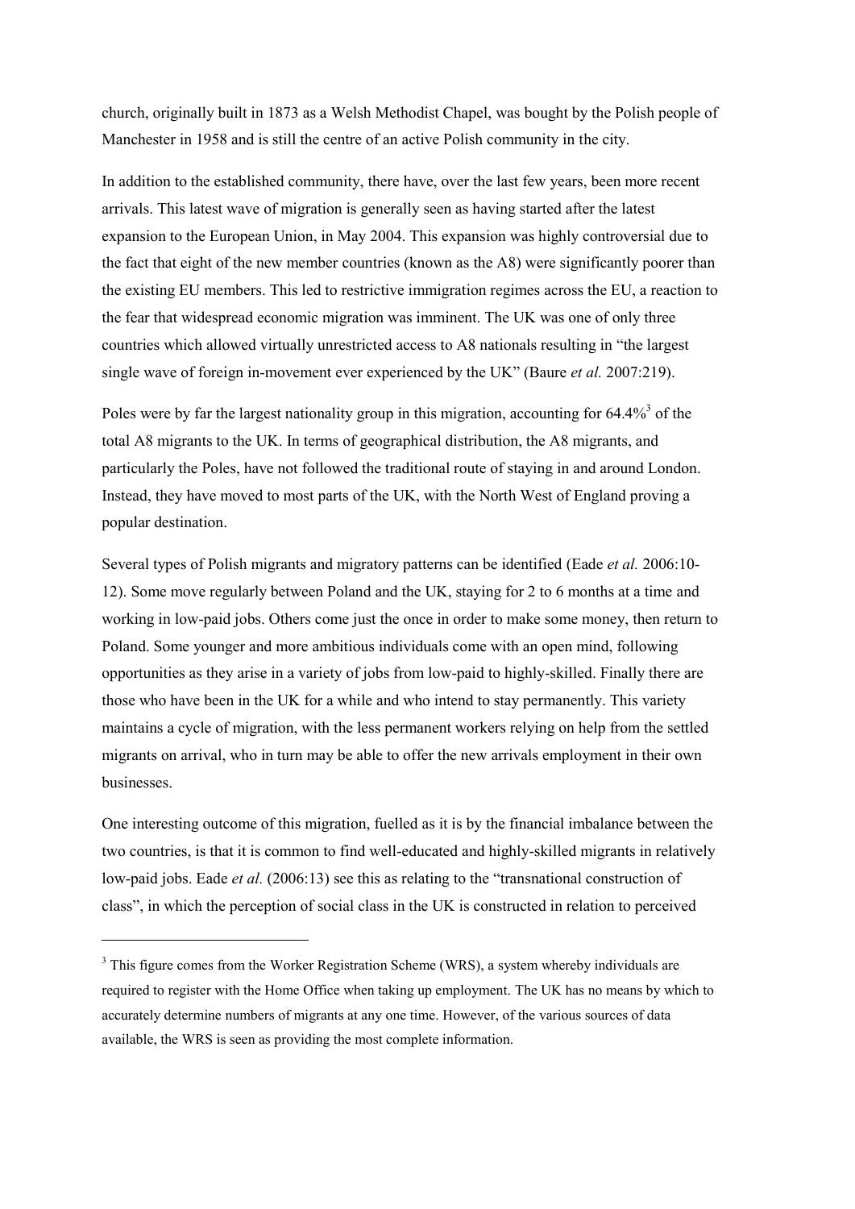church, originally built in 1873 as a Welsh Methodist Chapel, was bought by the Polish people of Manchester in 1958 and is still the centre of an active Polish community in the city.

In addition to the established community, there have, over the last few years, been more recent arrivals. This latest wave of migration is generally seen as having started after the latest expansion to the European Union, in May 2004. This expansion was highly controversial due to the fact that eight of the new member countries (known as the A8) were significantly poorer than the existing EU members. This led to restrictive immigration regimes across the EU, a reaction to the fear that widespread economic migration was imminent. The UK was one of only three countries which allowed virtually unrestricted access to A8 nationals resulting in "the largest single wave of foreign in-movement ever experienced by the UK" (Baure *et al.* 2007:219).

Poles were by far the largest nationality group in this migration, accounting for 64.4%[3] of the total A8 migrants to the UK. In terms of geographical distribution, the A8 migrants, and particularly the Poles, have not followed the traditional route of staying in and around London. Instead, they have moved to most parts of the UK, with the North West of England proving a popular destination.

Several types of Polish migrants and migratory patterns can be identified (Eade *et al.* 2006:10-12). Some move regularly between Poland and the UK, staying for 2 to 6 months at a time and working in low-paid jobs. Others come just the once in order to make some money, then return to Poland. Some younger and more ambitious individuals come with an open mind, following opportunities as they arise in a variety of jobs from low-paid to highly-skilled. Finally there are those who have been in the UK for a while and who intend to stay permanently. This variety maintains a cycle of migration, with the less permanent workers relying on help from the settled migrants on arrival, who in turn may be able to offer the new arrivals employment in their own businesses.

One interesting outcome of this migration, fuelled as it is by the financial imbalance between the two countries, is that it is common to find well-educated and highly-skilled migrants in relatively low-paid jobs. Eade *et al.* (2006:13) see this as relating to the "transnational construction of class", in which the perception of social class in the UK is constructed in relation to perceived

---

[3] This figure comes from the Worker Registration Scheme (WRS), a system whereby individuals are required to register with the Home Office when taking up employment. The UK has no means by which to accurately determine numbers of migrants at any one time. However, of the various sources of data available, the WRS is seen as providing the most complete information.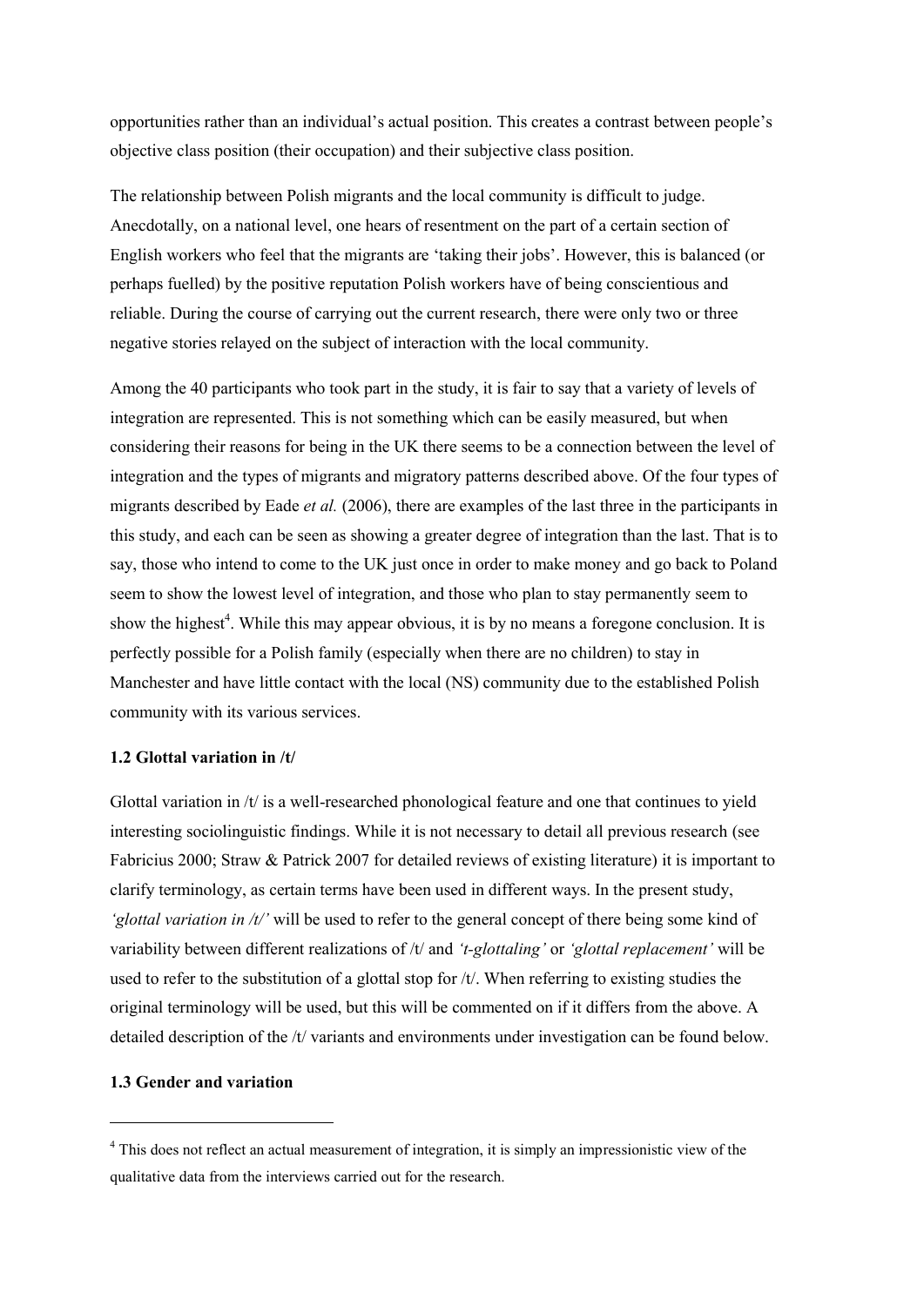opportunities rather than an individual's actual position. This creates a contrast between people's objective class position (their occupation) and their subjective class position.

The relationship between Polish migrants and the local community is difficult to judge. Anecdotally, on a national level, one hears of resentment on the part of a certain section of English workers who feel that the migrants are 'taking their jobs'. However, this is balanced (or perhaps fuelled) by the positive reputation Polish workers have of being conscientious and reliable. During the course of carrying out the current research, there were only two or three negative stories relayed on the subject of interaction with the local community.

Among the 40 participants who took part in the study, it is fair to say that a variety of levels of integration are represented. This is not something which can be easily measured, but when considering their reasons for being in the UK there seems to be a connection between the level of integration and the types of migrants and migratory patterns described above. Of the four types of migrants described by Eade *et al.* (2006), there are examples of the last three in the participants in this study, and each can be seen as showing a greater degree of integration than the last. That is to say, those who intend to come to the UK just once in order to make money and go back to Poland seem to show the lowest level of integration, and those who plan to stay permanently seem to show the highest[4]. While this may appear obvious, it is by no means a foregone conclusion. It is perfectly possible for a Polish family (especially when there are no children) to stay in Manchester and have little contact with the local (NS) community due to the established Polish community with its various services.

### 1.2 Glottal variation in /t/

Glottal variation in /t/ is a well-researched phonological feature and one that continues to yield interesting sociolinguistic findings. While it is not necessary to detail all previous research (see Fabricius 2000; Straw & Patrick 2007 for detailed reviews of existing literature) it is important to clarify terminology, as certain terms have been used in different ways. In the present study, *'glottal variation in /t/'* will be used to refer to the general concept of there being some kind of variability between different realizations of /t/ and *'t-glottaling'* or *'glottal replacement'* will be used to refer to the substitution of a glottal stop for /t/. When referring to existing studies the original terminology will be used, but this will be commented on if it differs from the above. A detailed description of the /t/ variants and environments under investigation can be found below.

### 1.3 Gender and variation

[4] This does not reflect an actual measurement of integration, it is simply an impressionistic view of the qualitative data from the interviews carried out for the research.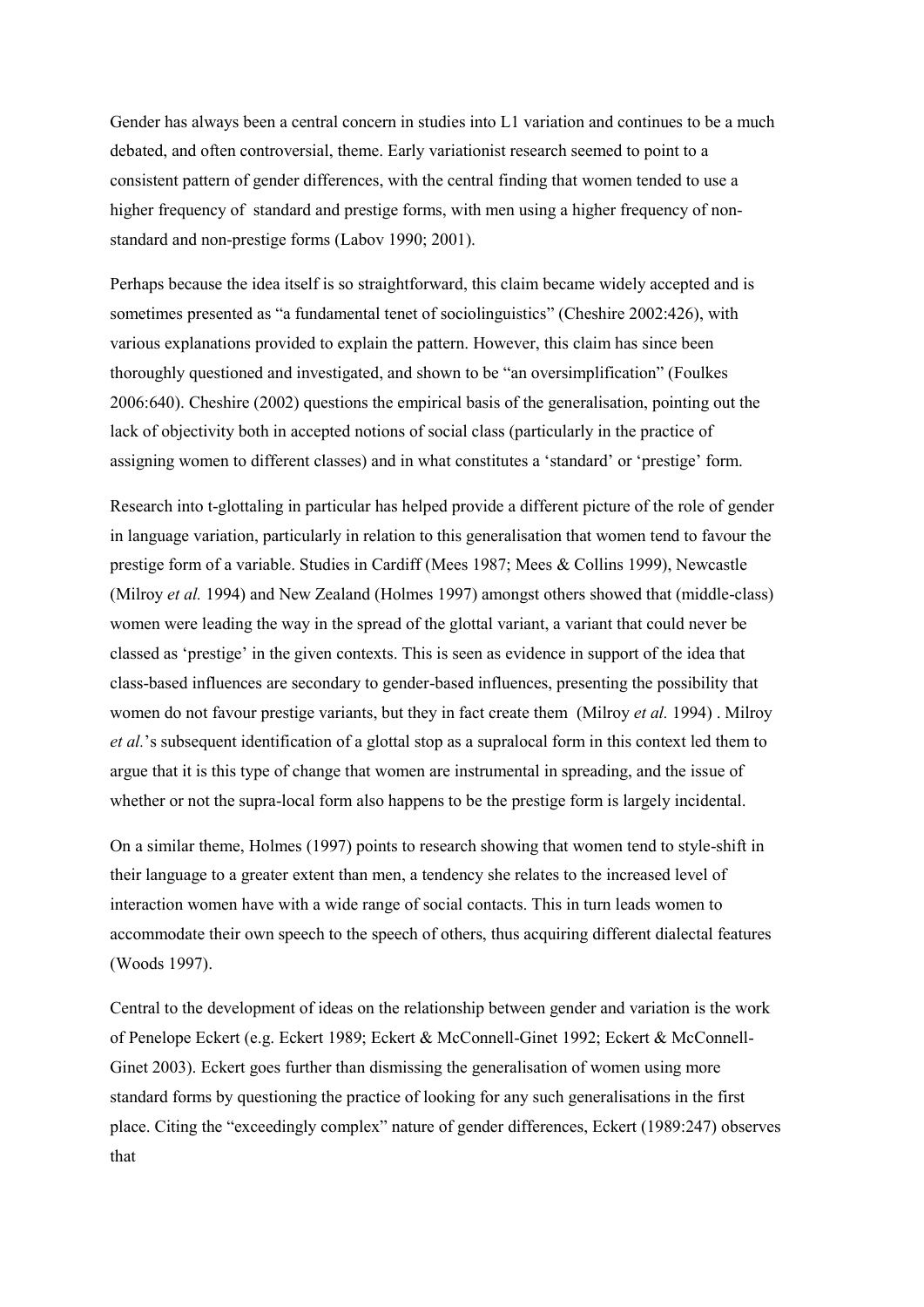Gender has always been a central concern in studies into L1 variation and continues to be a much debated, and often controversial, theme. Early variationist research seemed to point to a consistent pattern of gender differences, with the central finding that women tended to use a higher frequency of standard and prestige forms, with men using a higher frequency of non-standard and non-prestige forms (Labov 1990; 2001).

Perhaps because the idea itself is so straightforward, this claim became widely accepted and is sometimes presented as "a fundamental tenet of sociolinguistics" (Cheshire 2002:426), with various explanations provided to explain the pattern. However, this claim has since been thoroughly questioned and investigated, and shown to be "an oversimplification" (Foulkes 2006:640). Cheshire (2002) questions the empirical basis of the generalisation, pointing out the lack of objectivity both in accepted notions of social class (particularly in the practice of assigning women to different classes) and in what constitutes a 'standard' or 'prestige' form.

Research into t-glottaling in particular has helped provide a different picture of the role of gender in language variation, particularly in relation to this generalisation that women tend to favour the prestige form of a variable. Studies in Cardiff (Mees 1987; Mees & Collins 1999), Newcastle (Milroy *et al.* 1994) and New Zealand (Holmes 1997) amongst others showed that (middle-class) women were leading the way in the spread of the glottal variant, a variant that could never be classed as 'prestige' in the given contexts. This is seen as evidence in support of the idea that class-based influences are secondary to gender-based influences, presenting the possibility that women do not favour prestige variants, but they in fact create them (Milroy *et al.* 1994) . Milroy *et al.*'s subsequent identification of a glottal stop as a supralocal form in this context led them to argue that it is this type of change that women are instrumental in spreading, and the issue of whether or not the supra-local form also happens to be the prestige form is largely incidental.

On a similar theme, Holmes (1997) points to research showing that women tend to style-shift in their language to a greater extent than men, a tendency she relates to the increased level of interaction women have with a wide range of social contacts. This in turn leads women to accommodate their own speech to the speech of others, thus acquiring different dialectal features (Woods 1997).

Central to the development of ideas on the relationship between gender and variation is the work of Penelope Eckert (e.g. Eckert 1989; Eckert & McConnell-Ginet 1992; Eckert & McConnell-Ginet 2003). Eckert goes further than dismissing the generalisation of women using more standard forms by questioning the practice of looking for any such generalisations in the first place. Citing the "exceedingly complex" nature of gender differences, Eckert (1989:247) observes that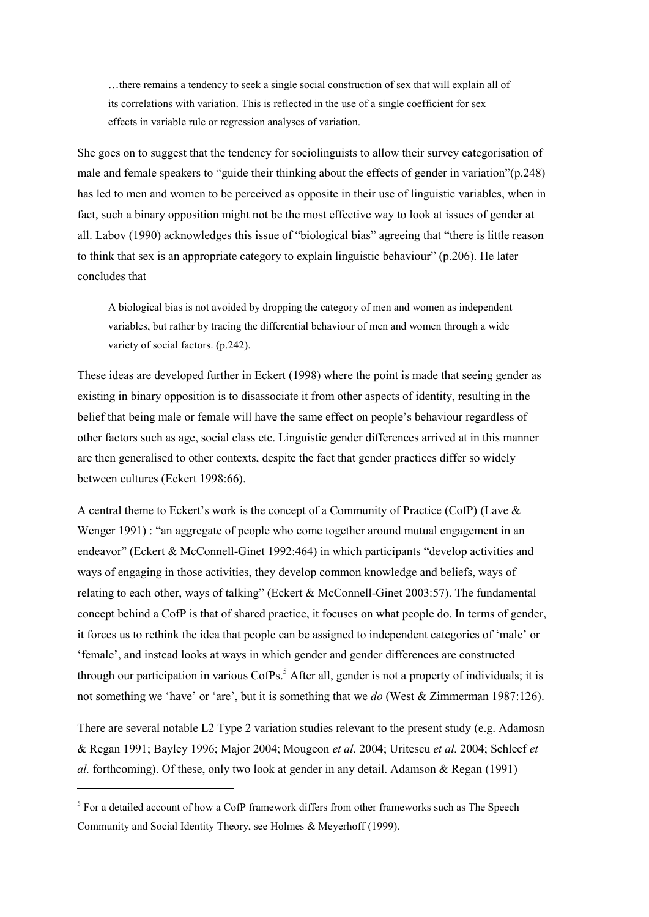> …there remains a tendency to seek a single social construction of sex that will explain all of its correlations with variation. This is reflected in the use of a single coefficient for sex effects in variable rule or regression analyses of variation.

She goes on to suggest that the tendency for sociolinguists to allow their survey categorisation of male and female speakers to "guide their thinking about the effects of gender in variation"(p.248) has led to men and women to be perceived as opposite in their use of linguistic variables, when in fact, such a binary opposition might not be the most effective way to look at issues of gender at all. Labov (1990) acknowledges this issue of "biological bias" agreeing that "there is little reason to think that sex is an appropriate category to explain linguistic behaviour" (p.206). He later concludes that

> A biological bias is not avoided by dropping the category of men and women as independent variables, but rather by tracing the differential behaviour of men and women through a wide variety of social factors. (p.242).

These ideas are developed further in Eckert (1998) where the point is made that seeing gender as existing in binary opposition is to disassociate it from other aspects of identity, resulting in the belief that being male or female will have the same effect on people's behaviour regardless of other factors such as age, social class etc. Linguistic gender differences arrived at in this manner are then generalised to other contexts, despite the fact that gender practices differ so widely between cultures (Eckert 1998:66).

A central theme to Eckert's work is the concept of a Community of Practice (CofP) (Lave & Wenger 1991) : "an aggregate of people who come together around mutual engagement in an endeavor" (Eckert & McConnell-Ginet 1992:464) in which participants "develop activities and ways of engaging in those activities, they develop common knowledge and beliefs, ways of relating to each other, ways of talking" (Eckert & McConnell-Ginet 2003:57). The fundamental concept behind a CofP is that of shared practice, it focuses on what people do. In terms of gender, it forces us to rethink the idea that people can be assigned to independent categories of 'male' or 'female', and instead looks at ways in which gender and gender differences are constructed through our participation in various CofPs.[5] After all, gender is not a property of individuals; it is not something we 'have' or 'are', but it is something that we *do* (West & Zimmerman 1987:126).

There are several notable L2 Type 2 variation studies relevant to the present study (e.g. Adamosn & Regan 1991; Bayley 1996; Major 2004; Mougeon *et al.* 2004; Uritescu *et al.* 2004; Schleef *et al.* forthcoming). Of these, only two look at gender in any detail. Adamson & Regan (1991)

[5] For a detailed account of how a CofP framework differs from other frameworks such as The Speech Community and Social Identity Theory, see Holmes & Meyerhoff (1999).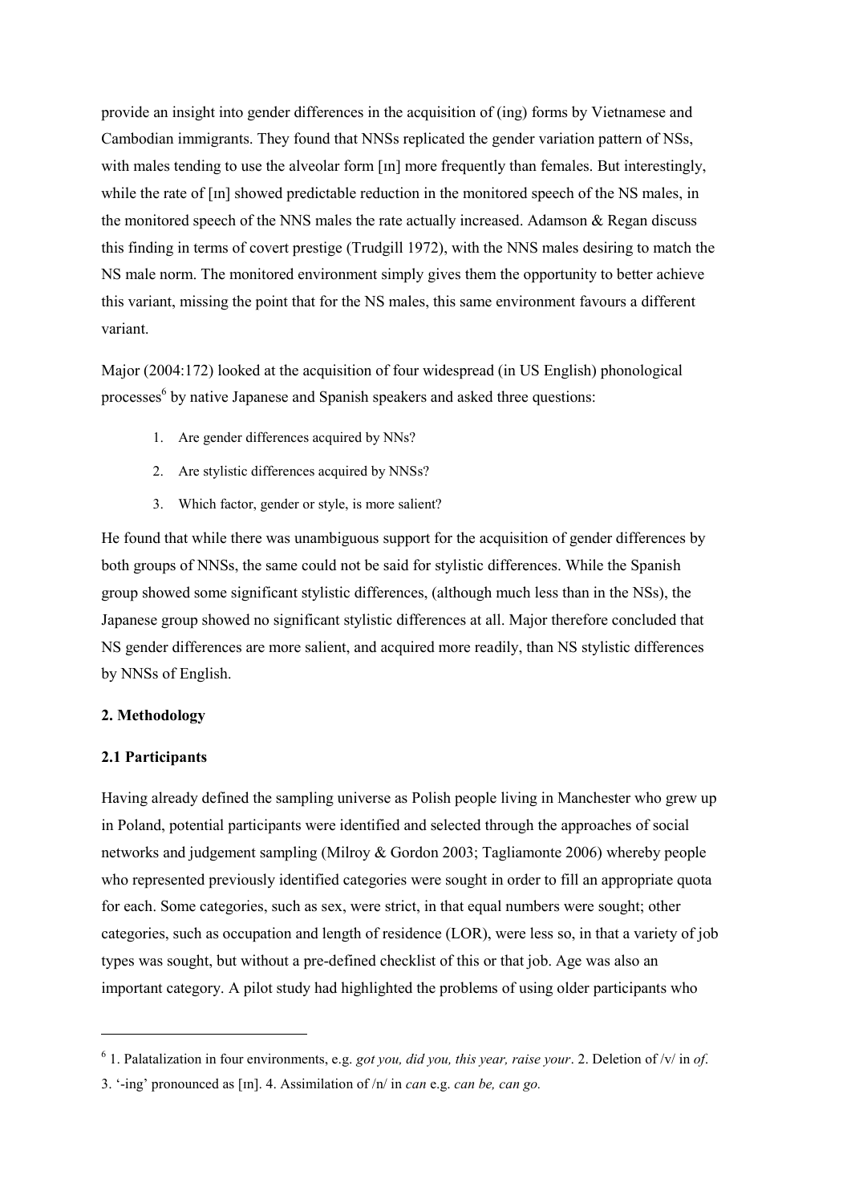provide an insight into gender differences in the acquisition of (ing) forms by Vietnamese and Cambodian immigrants. They found that NNSs replicated the gender variation pattern of NSs, with males tending to use the alveolar form [ɪn] more frequently than females. But interestingly, while the rate of [ɪn] showed predictable reduction in the monitored speech of the NS males, in the monitored speech of the NNS males the rate actually increased. Adamson & Regan discuss this finding in terms of covert prestige (Trudgill 1972), with the NNS males desiring to match the NS male norm. The monitored environment simply gives them the opportunity to better achieve this variant, missing the point that for the NS males, this same environment favours a different variant.

Major (2004:172) looked at the acquisition of four widespread (in US English) phonological processes[6] by native Japanese and Spanish speakers and asked three questions:

1. Are gender differences acquired by NNs?
2. Are stylistic differences acquired by NNSs?
3. Which factor, gender or style, is more salient?

He found that while there was unambiguous support for the acquisition of gender differences by both groups of NNSs, the same could not be said for stylistic differences. While the Spanish group showed some significant stylistic differences, (although much less than in the NSs), the Japanese group showed no significant stylistic differences at all. Major therefore concluded that NS gender differences are more salient, and acquired more readily, than NS stylistic differences by NNSs of English.

## 2. Methodology

### 2.1 Participants

Having already defined the sampling universe as Polish people living in Manchester who grew up in Poland, potential participants were identified and selected through the approaches of social networks and judgement sampling (Milroy & Gordon 2003; Tagliamonte 2006) whereby people who represented previously identified categories were sought in order to fill an appropriate quota for each. Some categories, such as sex, were strict, in that equal numbers were sought; other categories, such as occupation and length of residence (LOR), were less so, in that a variety of job types was sought, but without a pre-defined checklist of this or that job. Age was also an important category. A pilot study had highlighted the problems of using older participants who

---

[6] 1. Palatalization in four environments, e.g. *got you, did you, this year, raise your*. 2. Deletion of /v/ in *of*. 3. '-ing' pronounced as [ɪn]. 4. Assimilation of /n/ in *can* e.g. *can be, can go.*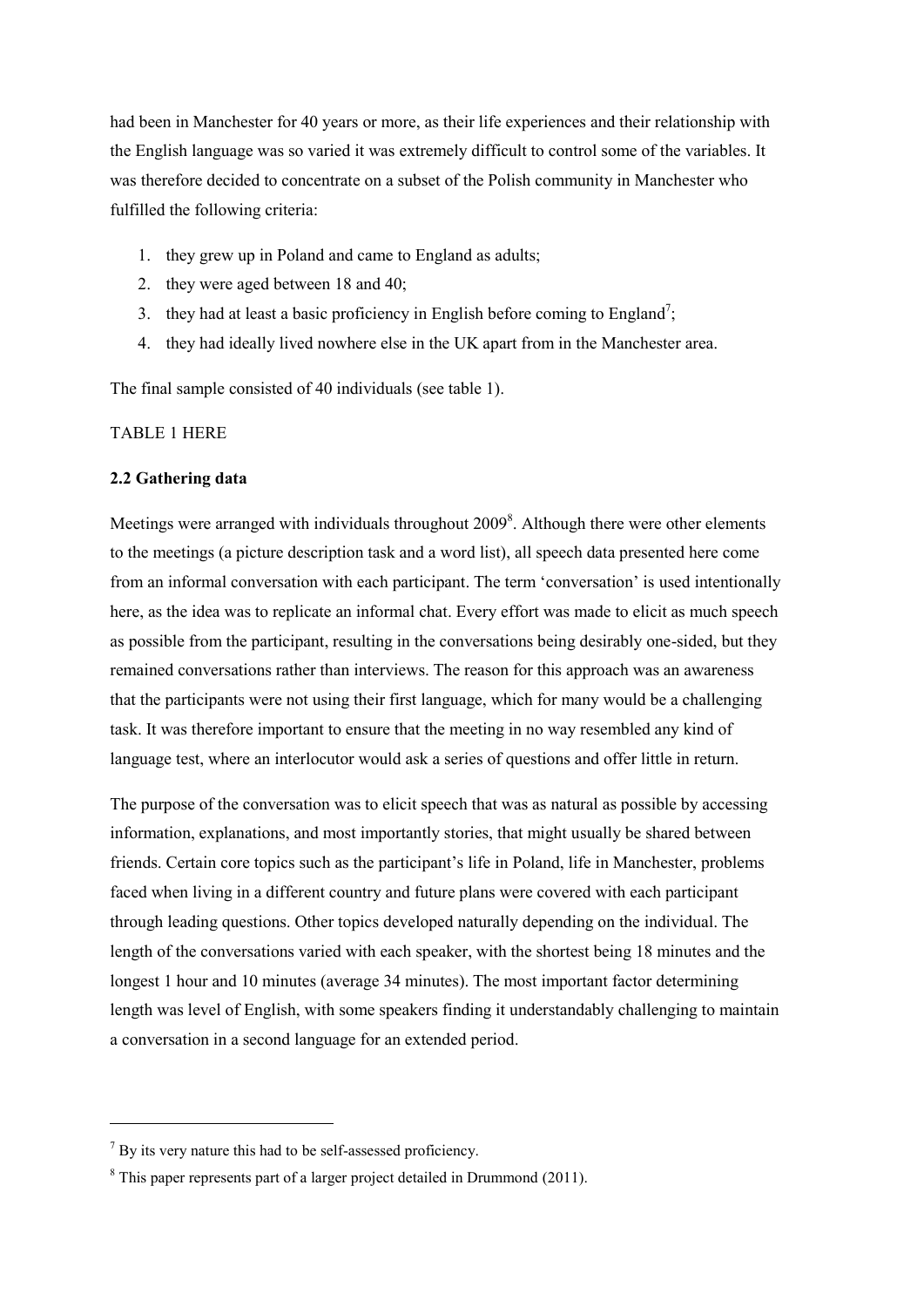had been in Manchester for 40 years or more, as their life experiences and their relationship with the English language was so varied it was extremely difficult to control some of the variables. It was therefore decided to concentrate on a subset of the Polish community in Manchester who fulfilled the following criteria:

1. they grew up in Poland and came to England as adults;
2. they were aged between 18 and 40;
3. they had at least a basic proficiency in English before coming to England[7];
4. they had ideally lived nowhere else in the UK apart from in the Manchester area.

The final sample consisted of 40 individuals (see table 1).

TABLE 1 HERE

### 2.2 Gathering data

Meetings were arranged with individuals throughout 2009[8]. Although there were other elements to the meetings (a picture description task and a word list), all speech data presented here come from an informal conversation with each participant. The term 'conversation' is used intentionally here, as the idea was to replicate an informal chat. Every effort was made to elicit as much speech as possible from the participant, resulting in the conversations being desirably one-sided, but they remained conversations rather than interviews. The reason for this approach was an awareness that the participants were not using their first language, which for many would be a challenging task. It was therefore important to ensure that the meeting in no way resembled any kind of language test, where an interlocutor would ask a series of questions and offer little in return.

The purpose of the conversation was to elicit speech that was as natural as possible by accessing information, explanations, and most importantly stories, that might usually be shared between friends. Certain core topics such as the participant's life in Poland, life in Manchester, problems faced when living in a different country and future plans were covered with each participant through leading questions. Other topics developed naturally depending on the individual. The length of the conversations varied with each speaker, with the shortest being 18 minutes and the longest 1 hour and 10 minutes (average 34 minutes). The most important factor determining length was level of English, with some speakers finding it understandably challenging to maintain a conversation in a second language for an extended period.

---

[7] By its very nature this had to be self-assessed proficiency.

[8] This paper represents part of a larger project detailed in Drummond (2011).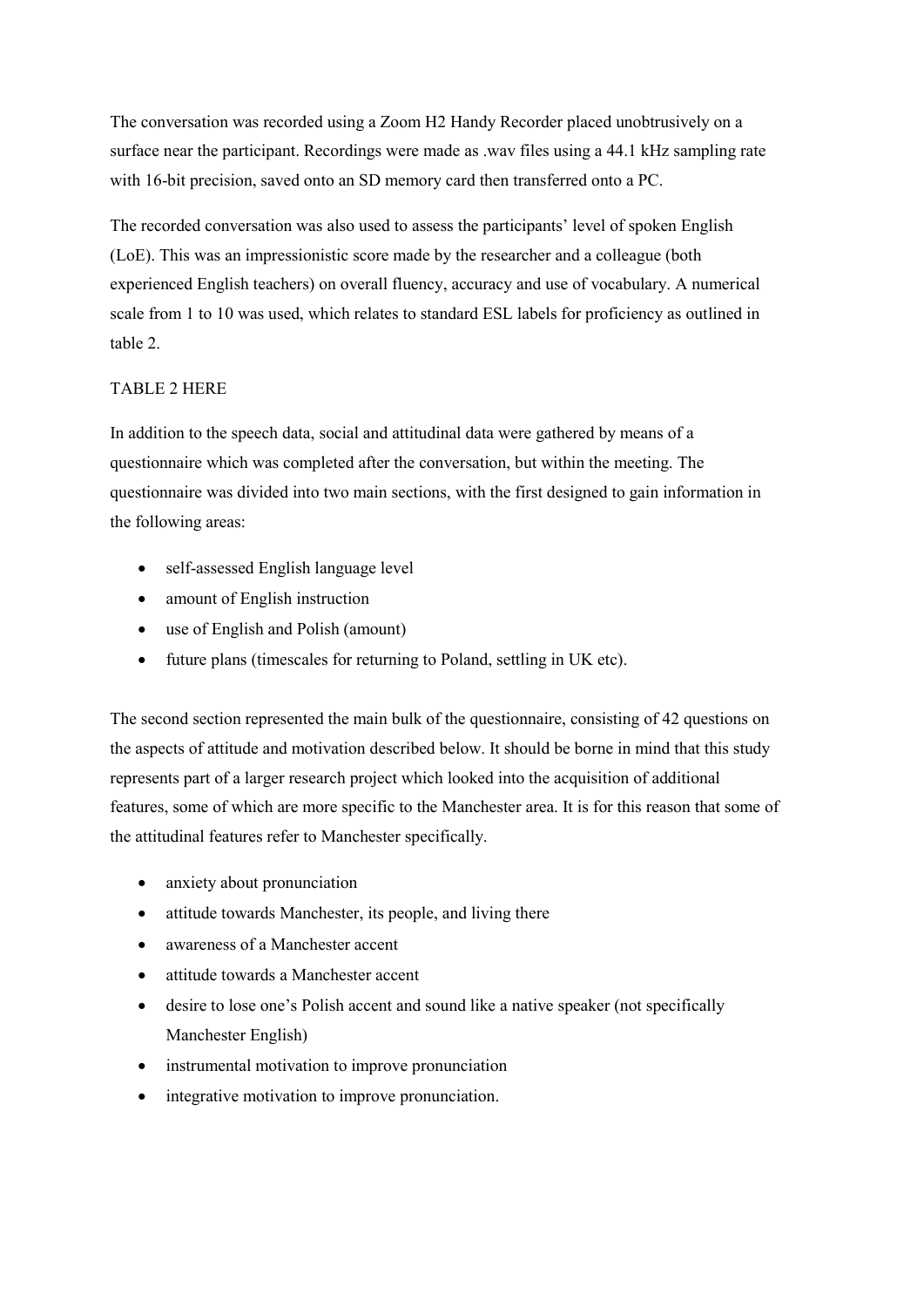The conversation was recorded using a Zoom H2 Handy Recorder placed unobtrusively on a surface near the participant. Recordings were made as .wav files using a 44.1 kHz sampling rate with 16-bit precision, saved onto an SD memory card then transferred onto a PC.

The recorded conversation was also used to assess the participants' level of spoken English (LoE). This was an impressionistic score made by the researcher and a colleague (both experienced English teachers) on overall fluency, accuracy and use of vocabulary. A numerical scale from 1 to 10 was used, which relates to standard ESL labels for proficiency as outlined in table 2.

TABLE 2 HERE

In addition to the speech data, social and attitudinal data were gathered by means of a questionnaire which was completed after the conversation, but within the meeting. The questionnaire was divided into two main sections, with the first designed to gain information in the following areas:

- self-assessed English language level
- amount of English instruction
- use of English and Polish (amount)
- future plans (timescales for returning to Poland, settling in UK etc).

The second section represented the main bulk of the questionnaire, consisting of 42 questions on the aspects of attitude and motivation described below. It should be borne in mind that this study represents part of a larger research project which looked into the acquisition of additional features, some of which are more specific to the Manchester area. It is for this reason that some of the attitudinal features refer to Manchester specifically.

- anxiety about pronunciation
- attitude towards Manchester, its people, and living there
- awareness of a Manchester accent
- attitude towards a Manchester accent
- desire to lose one's Polish accent and sound like a native speaker (not specifically Manchester English)
- instrumental motivation to improve pronunciation
- integrative motivation to improve pronunciation.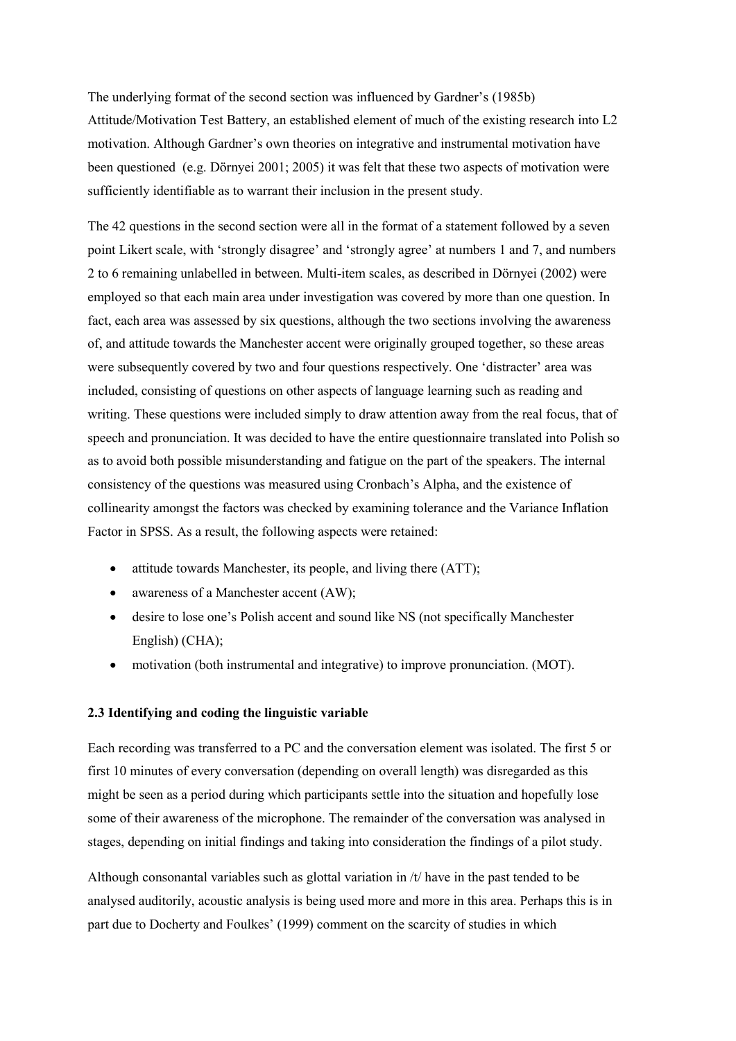The underlying format of the second section was influenced by Gardner's (1985b) Attitude/Motivation Test Battery, an established element of much of the existing research into L2 motivation. Although Gardner's own theories on integrative and instrumental motivation have been questioned (e.g. Dörnyei 2001; 2005) it was felt that these two aspects of motivation were sufficiently identifiable as to warrant their inclusion in the present study.

The 42 questions in the second section were all in the format of a statement followed by a seven point Likert scale, with 'strongly disagree' and 'strongly agree' at numbers 1 and 7, and numbers 2 to 6 remaining unlabelled in between. Multi-item scales, as described in Dörnyei (2002) were employed so that each main area under investigation was covered by more than one question. In fact, each area was assessed by six questions, although the two sections involving the awareness of, and attitude towards the Manchester accent were originally grouped together, so these areas were subsequently covered by two and four questions respectively. One 'distracter' area was included, consisting of questions on other aspects of language learning such as reading and writing. These questions were included simply to draw attention away from the real focus, that of speech and pronunciation. It was decided to have the entire questionnaire translated into Polish so as to avoid both possible misunderstanding and fatigue on the part of the speakers. The internal consistency of the questions was measured using Cronbach's Alpha, and the existence of collinearity amongst the factors was checked by examining tolerance and the Variance Inflation Factor in SPSS. As a result, the following aspects were retained:

- attitude towards Manchester, its people, and living there (ATT);
- awareness of a Manchester accent (AW);
- desire to lose one's Polish accent and sound like NS (not specifically Manchester English) (CHA);
- motivation (both instrumental and integrative) to improve pronunciation. (MOT).

### 2.3 Identifying and coding the linguistic variable

Each recording was transferred to a PC and the conversation element was isolated. The first 5 or first 10 minutes of every conversation (depending on overall length) was disregarded as this might be seen as a period during which participants settle into the situation and hopefully lose some of their awareness of the microphone. The remainder of the conversation was analysed in stages, depending on initial findings and taking into consideration the findings of a pilot study.

Although consonantal variables such as glottal variation in /t/ have in the past tended to be analysed auditorily, acoustic analysis is being used more and more in this area. Perhaps this is in part due to Docherty and Foulkes' (1999) comment on the scarcity of studies in which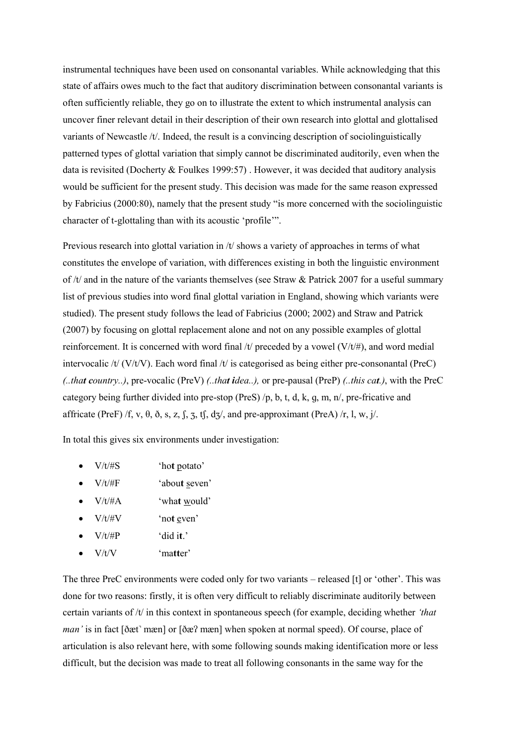instrumental techniques have been used on consonantal variables. While acknowledging that this state of affairs owes much to the fact that auditory discrimination between consonantal variants is often sufficiently reliable, they go on to illustrate the extent to which instrumental analysis can uncover finer relevant detail in their description of their own research into glottal and glottalised variants of Newcastle /t/. Indeed, the result is a convincing description of sociolinguistically patterned types of glottal variation that simply cannot be discriminated auditorily, even when the data is revisited (Docherty & Foulkes 1999:57) . However, it was decided that auditory analysis would be sufficient for the present study. This decision was made for the same reason expressed by Fabricius (2000:80), namely that the present study "is more concerned with the sociolinguistic character of t-glottaling than with its acoustic 'profile'".

Previous research into glottal variation in /t/ shows a variety of approaches in terms of what constitutes the envelope of variation, with differences existing in both the linguistic environment of /t/ and in the nature of the variants themselves (see Straw & Patrick 2007 for a useful summary list of previous studies into word final glottal variation in England, showing which variants were studied). The present study follows the lead of Fabricius (2000; 2002) and Straw and Patrick (2007) by focusing on glottal replacement alone and not on any possible examples of glottal reinforcement. It is concerned with word final /t/ preceded by a vowel (V/t/#), and word medial intervocalic /t/ (V/t/V). Each word final /t/ is categorised as being either pre-consonantal (PreC) *(..tha**t** **c**ountry..)*, pre-vocalic (PreV) *(..tha**t** **i**dea..),* or pre-pausal (PreP) *(..this ca**t**.)*, with the PreC category being further divided into pre-stop (PreS) /p, b, t, d, k, g, m, n/, pre-fricative and affricate (PreF) /f, v, θ, ð, s, z, ʃ, ʒ, tʃ, dʒ/, and pre-approximant (PreA) /r, l, w, j/.

In total this gives six environments under investigation:

- V/t/#S 'ho**t** <u>p</u>otato'
- V/t/#F 'abou**t** <u>s</u>even'
- V/t/#A 'wha**t** <u>w</u>ould'
- V/t/#V 'no**t** <u>e</u>ven'
- V/t/#P 'did i**t**.'
- V/t/V 'ma**tt**er'

The three PreC environments were coded only for two variants – released [t] or 'other'. This was done for two reasons: firstly, it is often very difficult to reliably discriminate auditorily between certain variants of /t/ in this context in spontaneous speech (for example, deciding whether *'that man'* is in fact [ðæt̚ mæn] or [ðæʔ mæn] when spoken at normal speed). Of course, place of articulation is also relevant here, with some following sounds making identification more or less difficult, but the decision was made to treat all following consonants in the same way for the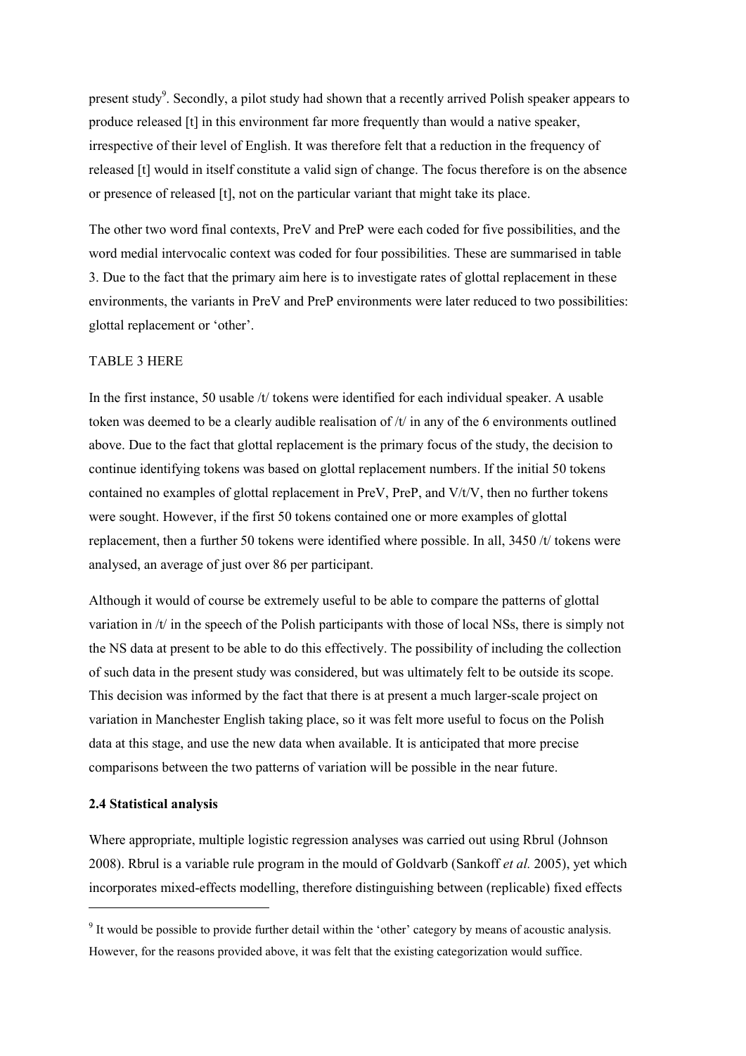present study[9]. Secondly, a pilot study had shown that a recently arrived Polish speaker appears to produce released [t] in this environment far more frequently than would a native speaker, irrespective of their level of English. It was therefore felt that a reduction in the frequency of released [t] would in itself constitute a valid sign of change. The focus therefore is on the absence or presence of released [t], not on the particular variant that might take its place.

The other two word final contexts, PreV and PreP were each coded for five possibilities, and the word medial intervocalic context was coded for four possibilities. These are summarised in table 3. Due to the fact that the primary aim here is to investigate rates of glottal replacement in these environments, the variants in PreV and PreP environments were later reduced to two possibilities: glottal replacement or 'other'.

TABLE 3 HERE

In the first instance, 50 usable /t/ tokens were identified for each individual speaker. A usable token was deemed to be a clearly audible realisation of /t/ in any of the 6 environments outlined above. Due to the fact that glottal replacement is the primary focus of the study, the decision to continue identifying tokens was based on glottal replacement numbers. If the initial 50 tokens contained no examples of glottal replacement in PreV, PreP, and V/t/V, then no further tokens were sought. However, if the first 50 tokens contained one or more examples of glottal replacement, then a further 50 tokens were identified where possible. In all, 3450 /t/ tokens were analysed, an average of just over 86 per participant.

Although it would of course be extremely useful to be able to compare the patterns of glottal variation in /t/ in the speech of the Polish participants with those of local NSs, there is simply not the NS data at present to be able to do this effectively. The possibility of including the collection of such data in the present study was considered, but was ultimately felt to be outside its scope. This decision was informed by the fact that there is at present a much larger-scale project on variation in Manchester English taking place, so it was felt more useful to focus on the Polish data at this stage, and use the new data when available. It is anticipated that more precise comparisons between the two patterns of variation will be possible in the near future.

### 2.4 Statistical analysis

Where appropriate, multiple logistic regression analyses was carried out using Rbrul (Johnson 2008). Rbrul is a variable rule program in the mould of Goldvarb (Sankoff *et al.* 2005), yet which incorporates mixed-effects modelling, therefore distinguishing between (replicable) fixed effects

---

[9] It would be possible to provide further detail within the 'other' category by means of acoustic analysis. However, for the reasons provided above, it was felt that the existing categorization would suffice.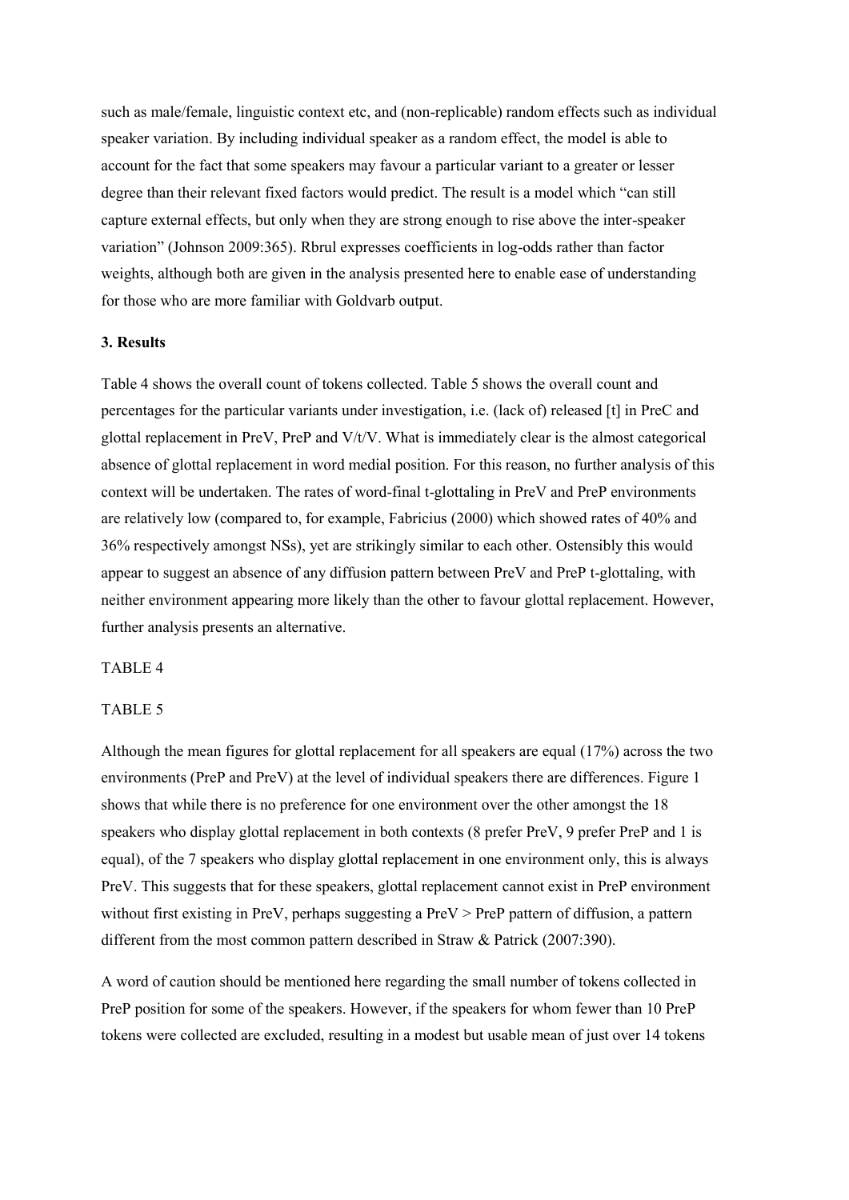such as male/female, linguistic context etc, and (non-replicable) random effects such as individual speaker variation. By including individual speaker as a random effect, the model is able to account for the fact that some speakers may favour a particular variant to a greater or lesser degree than their relevant fixed factors would predict. The result is a model which "can still capture external effects, but only when they are strong enough to rise above the inter-speaker variation" (Johnson 2009:365). Rbrul expresses coefficients in log-odds rather than factor weights, although both are given in the analysis presented here to enable ease of understanding for those who are more familiar with Goldvarb output.

**3. Results**

Table 4 shows the overall count of tokens collected. Table 5 shows the overall count and percentages for the particular variants under investigation, i.e. (lack of) released [t] in PreC and glottal replacement in PreV, PreP and V/t/V. What is immediately clear is the almost categorical absence of glottal replacement in word medial position. For this reason, no further analysis of this context will be undertaken. The rates of word-final t-glottaling in PreV and PreP environments are relatively low (compared to, for example, Fabricius (2000) which showed rates of 40% and 36% respectively amongst NSs), yet are strikingly similar to each other. Ostensibly this would appear to suggest an absence of any diffusion pattern between PreV and PreP t-glottaling, with neither environment appearing more likely than the other to favour glottal replacement. However, further analysis presents an alternative.

TABLE 4

TABLE 5

Although the mean figures for glottal replacement for all speakers are equal (17%) across the two environments (PreP and PreV) at the level of individual speakers there are differences. Figure 1 shows that while there is no preference for one environment over the other amongst the 18 speakers who display glottal replacement in both contexts (8 prefer PreV, 9 prefer PreP and 1 is equal), of the 7 speakers who display glottal replacement in one environment only, this is always PreV. This suggests that for these speakers, glottal replacement cannot exist in PreP environment without first existing in PreV, perhaps suggesting a PreV > PreP pattern of diffusion, a pattern different from the most common pattern described in Straw & Patrick (2007:390).

A word of caution should be mentioned here regarding the small number of tokens collected in PreP position for some of the speakers. However, if the speakers for whom fewer than 10 PreP tokens were collected are excluded, resulting in a modest but usable mean of just over 14 tokens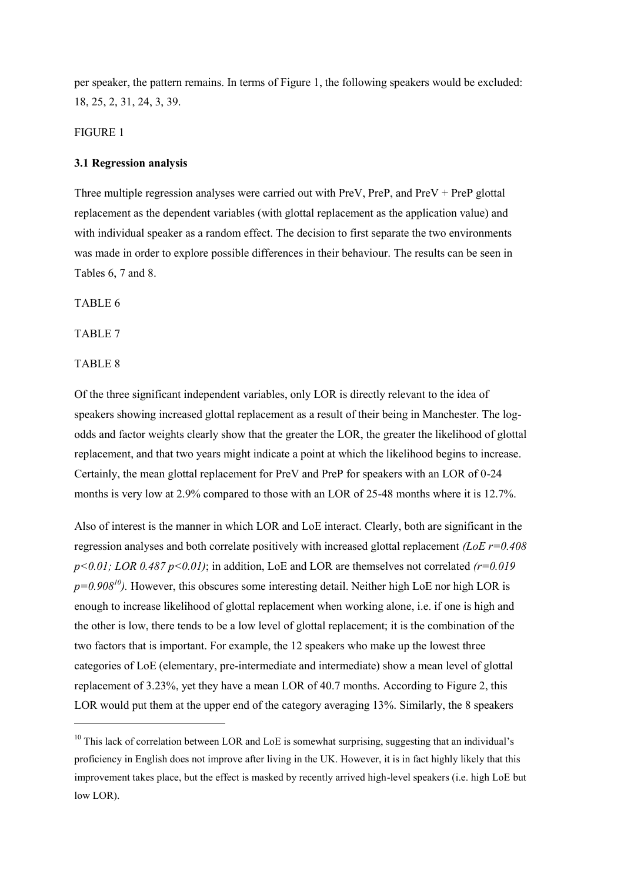per speaker, the pattern remains. In terms of Figure 1, the following speakers would be excluded: 18, 25, 2, 31, 24, 3, 39.

FIGURE 1

### 3.1 Regression analysis

Three multiple regression analyses were carried out with PreV, PreP, and PreV + PreP glottal replacement as the dependent variables (with glottal replacement as the application value) and with individual speaker as a random effect. The decision to first separate the two environments was made in order to explore possible differences in their behaviour. The results can be seen in Tables 6, 7 and 8.

TABLE 6

TABLE 7

TABLE 8

Of the three significant independent variables, only LOR is directly relevant to the idea of speakers showing increased glottal replacement as a result of their being in Manchester. The log-odds and factor weights clearly show that the greater the LOR, the greater the likelihood of glottal replacement, and that two years might indicate a point at which the likelihood begins to increase. Certainly, the mean glottal replacement for PreV and PreP for speakers with an LOR of 0-24 months is very low at 2.9% compared to those with an LOR of 25-48 months where it is 12.7%.

Also of interest is the manner in which LOR and LoE interact. Clearly, both are significant in the regression analyses and both correlate positively with increased glottal replacement *(LoE $r=0.408$ $p<0.01$; LOR $0.487$ $p<0.01$)*; in addition, LoE and LOR are themselves not correlated *($r=0.019$ $p=0.908$[10])*. However, this obscures some interesting detail. Neither high LoE nor high LOR is enough to increase likelihood of glottal replacement when working alone, i.e. if one is high and the other is low, there tends to be a low level of glottal replacement; it is the combination of the two factors that is important. For example, the 12 speakers who make up the lowest three categories of LoE (elementary, pre-intermediate and intermediate) show a mean level of glottal replacement of 3.23%, yet they have a mean LOR of 40.7 months. According to Figure 2, this LOR would put them at the upper end of the category averaging 13%. Similarly, the 8 speakers

[10] This lack of correlation between LOR and LoE is somewhat surprising, suggesting that an individual's proficiency in English does not improve after living in the UK. However, it is in fact highly likely that this improvement takes place, but the effect is masked by recently arrived high-level speakers (i.e. high LoE but low LOR).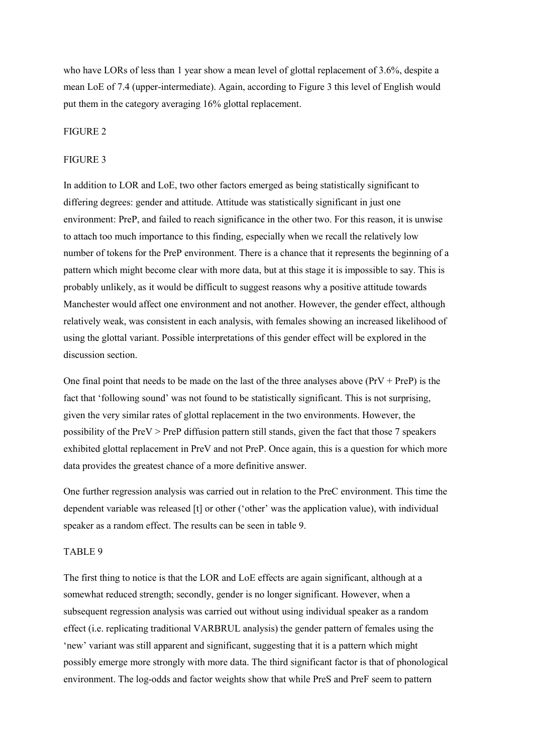who have LORs of less than 1 year show a mean level of glottal replacement of 3.6%, despite a mean LoE of 7.4 (upper-intermediate). Again, according to Figure 3 this level of English would put them in the category averaging 16% glottal replacement.

FIGURE 2

FIGURE 3

In addition to LOR and LoE, two other factors emerged as being statistically significant to differing degrees: gender and attitude. Attitude was statistically significant in just one environment: PreP, and failed to reach significance in the other two. For this reason, it is unwise to attach too much importance to this finding, especially when we recall the relatively low number of tokens for the PreP environment. There is a chance that it represents the beginning of a pattern which might become clear with more data, but at this stage it is impossible to say. This is probably unlikely, as it would be difficult to suggest reasons why a positive attitude towards Manchester would affect one environment and not another. However, the gender effect, although relatively weak, was consistent in each analysis, with females showing an increased likelihood of using the glottal variant. Possible interpretations of this gender effect will be explored in the discussion section.

One final point that needs to be made on the last of the three analyses above (PrV + PreP) is the fact that 'following sound' was not found to be statistically significant. This is not surprising, given the very similar rates of glottal replacement in the two environments. However, the possibility of the PreV > PreP diffusion pattern still stands, given the fact that those 7 speakers exhibited glottal replacement in PreV and not PreP. Once again, this is a question for which more data provides the greatest chance of a more definitive answer.

One further regression analysis was carried out in relation to the PreC environment. This time the dependent variable was released [t] or other ('other' was the application value), with individual speaker as a random effect. The results can be seen in table 9.

TABLE 9

The first thing to notice is that the LOR and LoE effects are again significant, although at a somewhat reduced strength; secondly, gender is no longer significant. However, when a subsequent regression analysis was carried out without using individual speaker as a random effect (i.e. replicating traditional VARBRUL analysis) the gender pattern of females using the 'new' variant was still apparent and significant, suggesting that it is a pattern which might possibly emerge more strongly with more data. The third significant factor is that of phonological environment. The log-odds and factor weights show that while PreS and PreF seem to pattern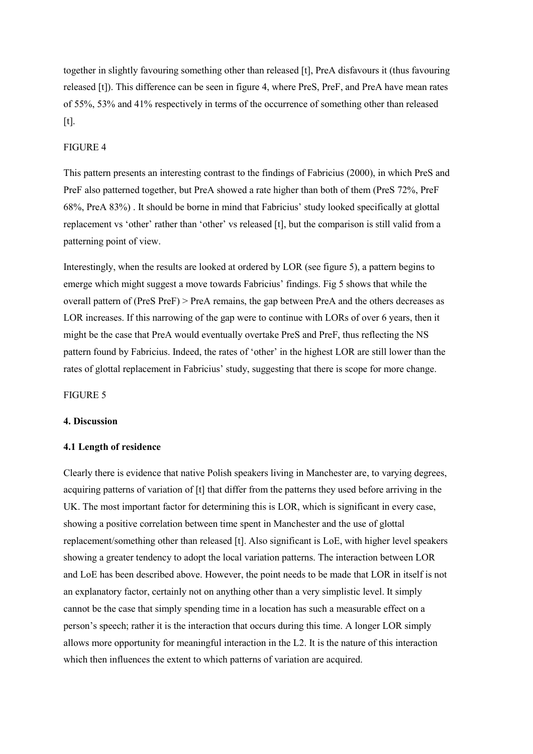together in slightly favouring something other than released [t], PreA disfavours it (thus favouring released [t]). This difference can be seen in figure 4, where PreS, PreF, and PreA have mean rates of 55%, 53% and 41% respectively in terms of the occurrence of something other than released [t].

FIGURE 4

This pattern presents an interesting contrast to the findings of Fabricius (2000), in which PreS and PreF also patterned together, but PreA showed a rate higher than both of them (PreS 72%, PreF 68%, PreA 83%) . It should be borne in mind that Fabricius' study looked specifically at glottal replacement vs 'other' rather than 'other' vs released [t], but the comparison is still valid from a patterning point of view.

Interestingly, when the results are looked at ordered by LOR (see figure 5), a pattern begins to emerge which might suggest a move towards Fabricius' findings. Fig 5 shows that while the overall pattern of (PreS PreF) > PreA remains, the gap between PreA and the others decreases as LOR increases. If this narrowing of the gap were to continue with LORs of over 6 years, then it might be the case that PreA would eventually overtake PreS and PreF, thus reflecting the NS pattern found by Fabricius. Indeed, the rates of 'other' in the highest LOR are still lower than the rates of glottal replacement in Fabricius' study, suggesting that there is scope for more change.

FIGURE 5

## 4. Discussion

### 4.1 Length of residence

Clearly there is evidence that native Polish speakers living in Manchester are, to varying degrees, acquiring patterns of variation of [t] that differ from the patterns they used before arriving in the UK. The most important factor for determining this is LOR, which is significant in every case, showing a positive correlation between time spent in Manchester and the use of glottal replacement/something other than released [t]. Also significant is LoE, with higher level speakers showing a greater tendency to adopt the local variation patterns. The interaction between LOR and LoE has been described above. However, the point needs to be made that LOR in itself is not an explanatory factor, certainly not on anything other than a very simplistic level. It simply cannot be the case that simply spending time in a location has such a measurable effect on a person's speech; rather it is the interaction that occurs during this time. A longer LOR simply allows more opportunity for meaningful interaction in the L2. It is the nature of this interaction which then influences the extent to which patterns of variation are acquired.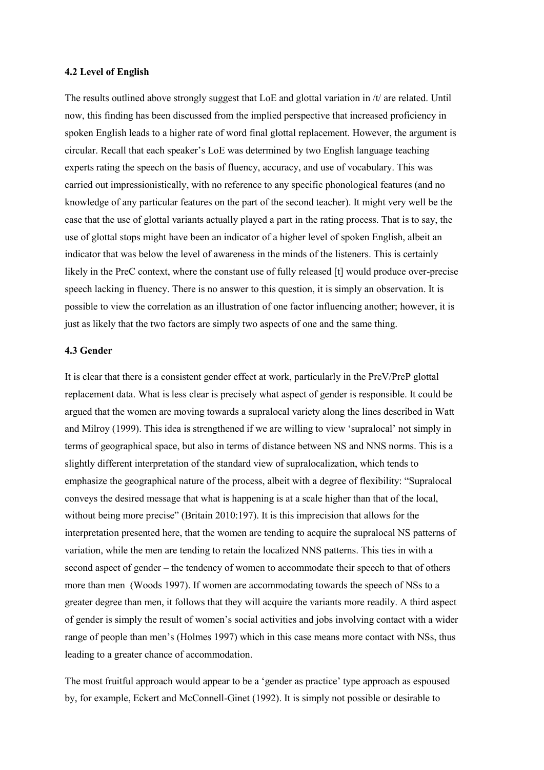### 4.2 Level of English

The results outlined above strongly suggest that LoE and glottal variation in /t/ are related. Until now, this finding has been discussed from the implied perspective that increased proficiency in spoken English leads to a higher rate of word final glottal replacement. However, the argument is circular. Recall that each speaker's LoE was determined by two English language teaching experts rating the speech on the basis of fluency, accuracy, and use of vocabulary. This was carried out impressionistically, with no reference to any specific phonological features (and no knowledge of any particular features on the part of the second teacher). It might very well be the case that the use of glottal variants actually played a part in the rating process. That is to say, the use of glottal stops might have been an indicator of a higher level of spoken English, albeit an indicator that was below the level of awareness in the minds of the listeners. This is certainly likely in the PreC context, where the constant use of fully released [t] would produce over-precise speech lacking in fluency. There is no answer to this question, it is simply an observation. It is possible to view the correlation as an illustration of one factor influencing another; however, it is just as likely that the two factors are simply two aspects of one and the same thing.

### 4.3 Gender

It is clear that there is a consistent gender effect at work, particularly in the PreV/PreP glottal replacement data. What is less clear is precisely what aspect of gender is responsible. It could be argued that the women are moving towards a supralocal variety along the lines described in Watt and Milroy (1999). This idea is strengthened if we are willing to view 'supralocal' not simply in terms of geographical space, but also in terms of distance between NS and NNS norms. This is a slightly different interpretation of the standard view of supralocalization, which tends to emphasize the geographical nature of the process, albeit with a degree of flexibility: "Supralocal conveys the desired message that what is happening is at a scale higher than that of the local, without being more precise" (Britain 2010:197). It is this imprecision that allows for the interpretation presented here, that the women are tending to acquire the supralocal NS patterns of variation, while the men are tending to retain the localized NNS patterns. This ties in with a second aspect of gender – the tendency of women to accommodate their speech to that of others more than men (Woods 1997). If women are accommodating towards the speech of NSs to a greater degree than men, it follows that they will acquire the variants more readily. A third aspect of gender is simply the result of women's social activities and jobs involving contact with a wider range of people than men's (Holmes 1997) which in this case means more contact with NSs, thus leading to a greater chance of accommodation.

The most fruitful approach would appear to be a 'gender as practice' type approach as espoused by, for example, Eckert and McConnell-Ginet (1992). It is simply not possible or desirable to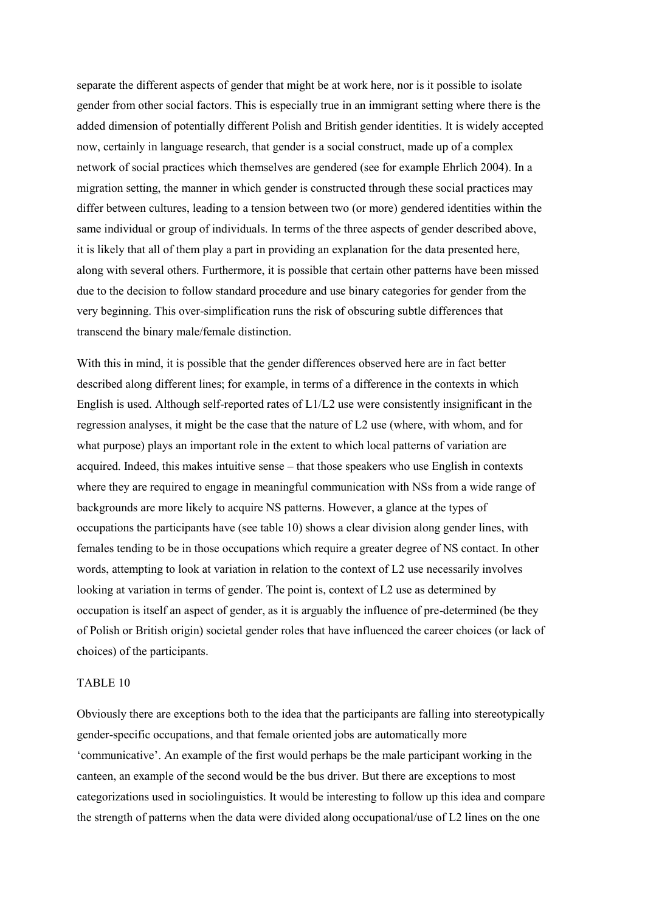separate the different aspects of gender that might be at work here, nor is it possible to isolate gender from other social factors. This is especially true in an immigrant setting where there is the added dimension of potentially different Polish and British gender identities. It is widely accepted now, certainly in language research, that gender is a social construct, made up of a complex network of social practices which themselves are gendered (see for example Ehrlich 2004). In a migration setting, the manner in which gender is constructed through these social practices may differ between cultures, leading to a tension between two (or more) gendered identities within the same individual or group of individuals. In terms of the three aspects of gender described above, it is likely that all of them play a part in providing an explanation for the data presented here, along with several others. Furthermore, it is possible that certain other patterns have been missed due to the decision to follow standard procedure and use binary categories for gender from the very beginning. This over-simplification runs the risk of obscuring subtle differences that transcend the binary male/female distinction.

With this in mind, it is possible that the gender differences observed here are in fact better described along different lines; for example, in terms of a difference in the contexts in which English is used. Although self-reported rates of L1/L2 use were consistently insignificant in the regression analyses, it might be the case that the nature of L2 use (where, with whom, and for what purpose) plays an important role in the extent to which local patterns of variation are acquired. Indeed, this makes intuitive sense – that those speakers who use English in contexts where they are required to engage in meaningful communication with NSs from a wide range of backgrounds are more likely to acquire NS patterns. However, a glance at the types of occupations the participants have (see table 10) shows a clear division along gender lines, with females tending to be in those occupations which require a greater degree of NS contact. In other words, attempting to look at variation in relation to the context of L2 use necessarily involves looking at variation in terms of gender. The point is, context of L2 use as determined by occupation is itself an aspect of gender, as it is arguably the influence of pre-determined (be they of Polish or British origin) societal gender roles that have influenced the career choices (or lack of choices) of the participants.

TABLE 10

Obviously there are exceptions both to the idea that the participants are falling into stereotypically gender-specific occupations, and that female oriented jobs are automatically more 'communicative'. An example of the first would perhaps be the male participant working in the canteen, an example of the second would be the bus driver. But there are exceptions to most categorizations used in sociolinguistics. It would be interesting to follow up this idea and compare the strength of patterns when the data were divided along occupational/use of L2 lines on the one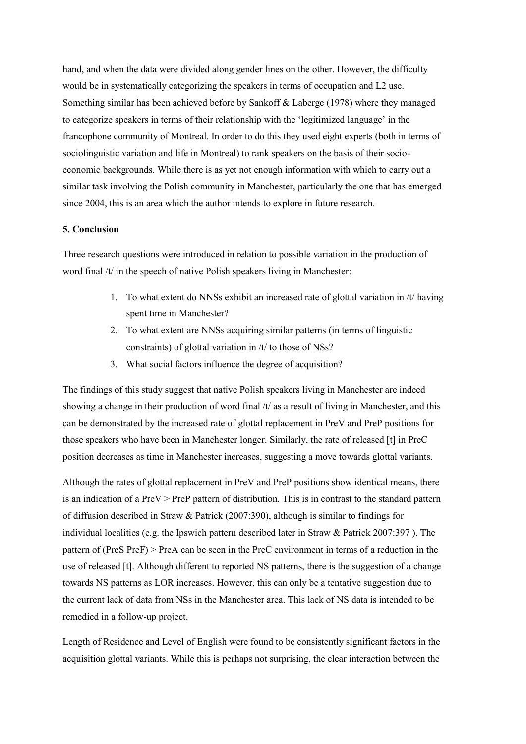hand, and when the data were divided along gender lines on the other. However, the difficulty would be in systematically categorizing the speakers in terms of occupation and L2 use. Something similar has been achieved before by Sankoff & Laberge (1978) where they managed to categorize speakers in terms of their relationship with the 'legitimized language' in the francophone community of Montreal. In order to do this they used eight experts (both in terms of sociolinguistic variation and life in Montreal) to rank speakers on the basis of their socio-economic backgrounds. While there is as yet not enough information with which to carry out a similar task involving the Polish community in Manchester, particularly the one that has emerged since 2004, this is an area which the author intends to explore in future research.

**5. Conclusion**

Three research questions were introduced in relation to possible variation in the production of word final /t/ in the speech of native Polish speakers living in Manchester:

1. To what extent do NNSs exhibit an increased rate of glottal variation in /t/ having spent time in Manchester?
2. To what extent are NNSs acquiring similar patterns (in terms of linguistic constraints) of glottal variation in /t/ to those of NSs?
3. What social factors influence the degree of acquisition?

The findings of this study suggest that native Polish speakers living in Manchester are indeed showing a change in their production of word final /t/ as a result of living in Manchester, and this can be demonstrated by the increased rate of glottal replacement in PreV and PreP positions for those speakers who have been in Manchester longer. Similarly, the rate of released [t] in PreC position decreases as time in Manchester increases, suggesting a move towards glottal variants.

Although the rates of glottal replacement in PreV and PreP positions show identical means, there is an indication of a PreV > PreP pattern of distribution. This is in contrast to the standard pattern of diffusion described in Straw & Patrick (2007:390), although is similar to findings for individual localities (e.g. the Ipswich pattern described later in Straw & Patrick 2007:397 ). The pattern of (PreS PreF) > PreA can be seen in the PreC environment in terms of a reduction in the use of released [t]. Although different to reported NS patterns, there is the suggestion of a change towards NS patterns as LOR increases. However, this can only be a tentative suggestion due to the current lack of data from NSs in the Manchester area. This lack of NS data is intended to be remedied in a follow-up project.

Length of Residence and Level of English were found to be consistently significant factors in the acquisition glottal variants. While this is perhaps not surprising, the clear interaction between the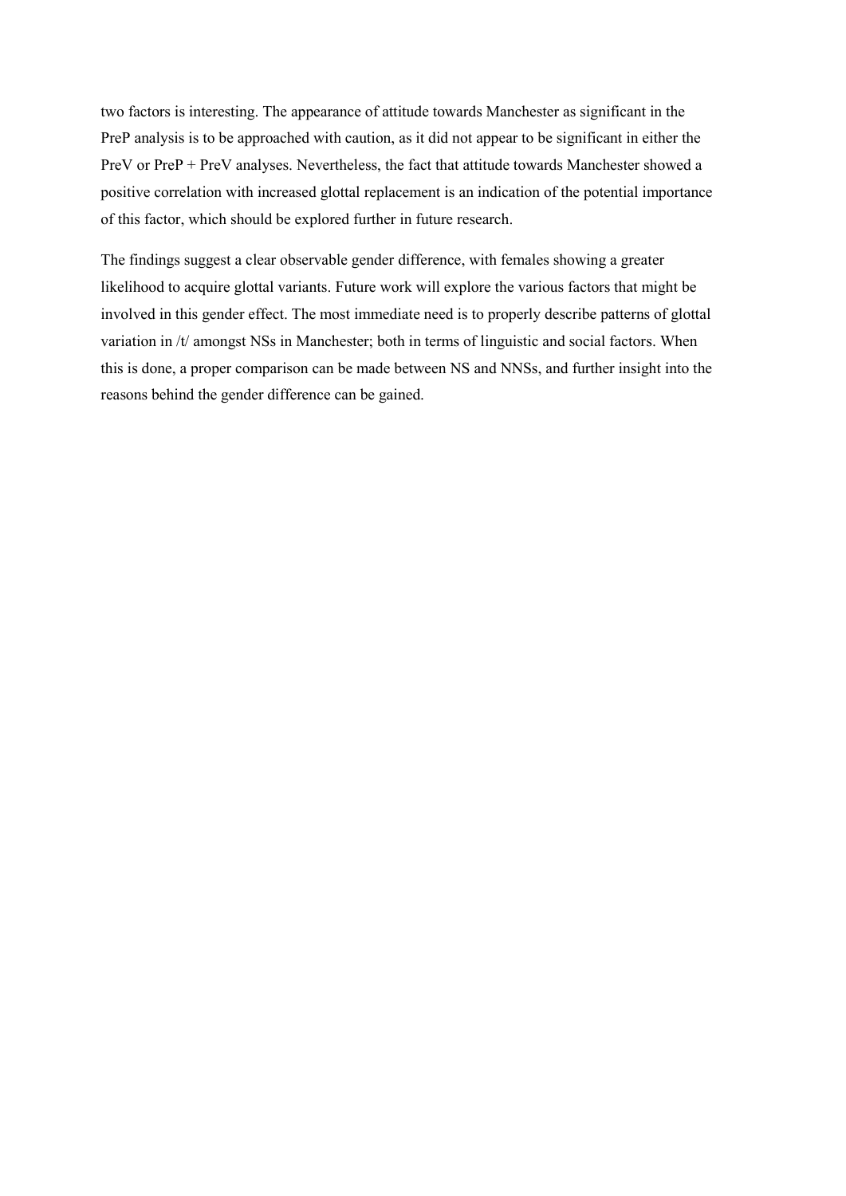two factors is interesting. The appearance of attitude towards Manchester as significant in the PreP analysis is to be approached with caution, as it did not appear to be significant in either the PreV or PreP + PreV analyses. Nevertheless, the fact that attitude towards Manchester showed a positive correlation with increased glottal replacement is an indication of the potential importance of this factor, which should be explored further in future research.

The findings suggest a clear observable gender difference, with females showing a greater likelihood to acquire glottal variants. Future work will explore the various factors that might be involved in this gender effect. The most immediate need is to properly describe patterns of glottal variation in /t/ amongst NSs in Manchester; both in terms of linguistic and social factors. When this is done, a proper comparison can be made between NS and NNSs, and further insight into the reasons behind the gender difference can be gained.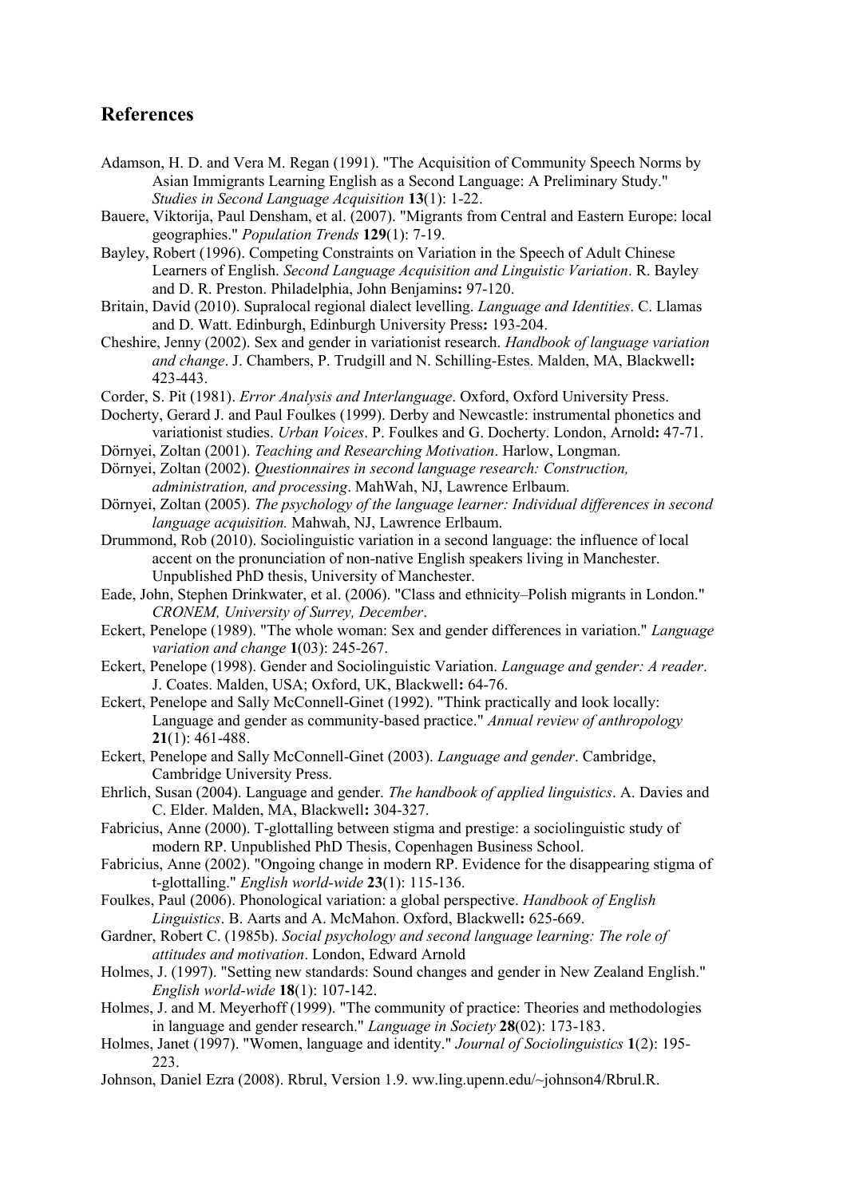## References

Adamson, H. D. and Vera M. Regan (1991). "The Acquisition of Community Speech Norms by Asian Immigrants Learning English as a Second Language: A Preliminary Study." *Studies in Second Language Acquisition* **13**(1): 1-22.

Bauere, Viktorija, Paul Densham, et al. (2007). "Migrants from Central and Eastern Europe: local geographies." *Population Trends* **129**(1): 7-19.

Bayley, Robert (1996). Competing Constraints on Variation in the Speech of Adult Chinese Learners of English. *Second Language Acquisition and Linguistic Variation*. R. Bayley and D. R. Preston. Philadelphia, John Benjamins**:** 97-120.

Britain, David (2010). Supralocal regional dialect levelling. *Language and Identities*. C. Llamas and D. Watt. Edinburgh, Edinburgh University Press**:** 193-204.

Cheshire, Jenny (2002). Sex and gender in variationist research. *Handbook of language variation and change*. J. Chambers, P. Trudgill and N. Schilling-Estes. Malden, MA, Blackwell**:** 423-443.

Corder, S. Pit (1981). *Error Analysis and Interlanguage*. Oxford, Oxford University Press.

Docherty, Gerard J. and Paul Foulkes (1999). Derby and Newcastle: instrumental phonetics and variationist studies. *Urban Voices*. P. Foulkes and G. Docherty. London, Arnold**:** 47-71.

Dörnyei, Zoltan (2001). *Teaching and Researching Motivation*. Harlow, Longman.

Dörnyei, Zoltan (2002). *Questionnaires in second language research: Construction, administration, and processing*. MahWah, NJ, Lawrence Erlbaum.

Dörnyei, Zoltan (2005). *The psychology of the language learner: Individual differences in second language acquisition.* Mahwah, NJ, Lawrence Erlbaum.

Drummond, Rob (2010). Sociolinguistic variation in a second language: the influence of local accent on the pronunciation of non-native English speakers living in Manchester. Unpublished PhD thesis, University of Manchester.

Eade, John, Stephen Drinkwater, et al. (2006). "Class and ethnicity–Polish migrants in London." *CRONEM, University of Surrey, December*.

Eckert, Penelope (1989). "The whole woman: Sex and gender differences in variation." *Language variation and change* **1**(03): 245-267.

Eckert, Penelope (1998). Gender and Sociolinguistic Variation. *Language and gender: A reader*. J. Coates. Malden, USA; Oxford, UK, Blackwell**:** 64-76.

Eckert, Penelope and Sally McConnell-Ginet (1992). "Think practically and look locally: Language and gender as community-based practice." *Annual review of anthropology* **21**(1): 461-488.

Eckert, Penelope and Sally McConnell-Ginet (2003). *Language and gender*. Cambridge, Cambridge University Press.

Ehrlich, Susan (2004). Language and gender. *The handbook of applied linguistics*. A. Davies and C. Elder. Malden, MA, Blackwell**:** 304-327.

Fabricius, Anne (2000). T-glottalling between stigma and prestige: a sociolinguistic study of modern RP. Unpublished PhD Thesis, Copenhagen Business School.

Fabricius, Anne (2002). "Ongoing change in modern RP. Evidence for the disappearing stigma of t-glottalling." *English world-wide* **23**(1): 115-136.

Foulkes, Paul (2006). Phonological variation: a global perspective. *Handbook of English Linguistics*. B. Aarts and A. McMahon. Oxford, Blackwell**:** 625-669.

Gardner, Robert C. (1985b). *Social psychology and second language learning: The role of attitudes and motivation*. London, Edward Arnold

Holmes, J. (1997). "Setting new standards: Sound changes and gender in New Zealand English." *English world-wide* **18**(1): 107-142.

Holmes, J. and M. Meyerhoff (1999). "The community of practice: Theories and methodologies in language and gender research." *Language in Society* **28**(02): 173-183.

Holmes, Janet (1997). "Women, language and identity." *Journal of Sociolinguistics* **1**(2): 195-223.

Johnson, Daniel Ezra (2008). Rbrul, Version 1.9. ww.ling.upenn.edu/~johnson4/Rbrul.R.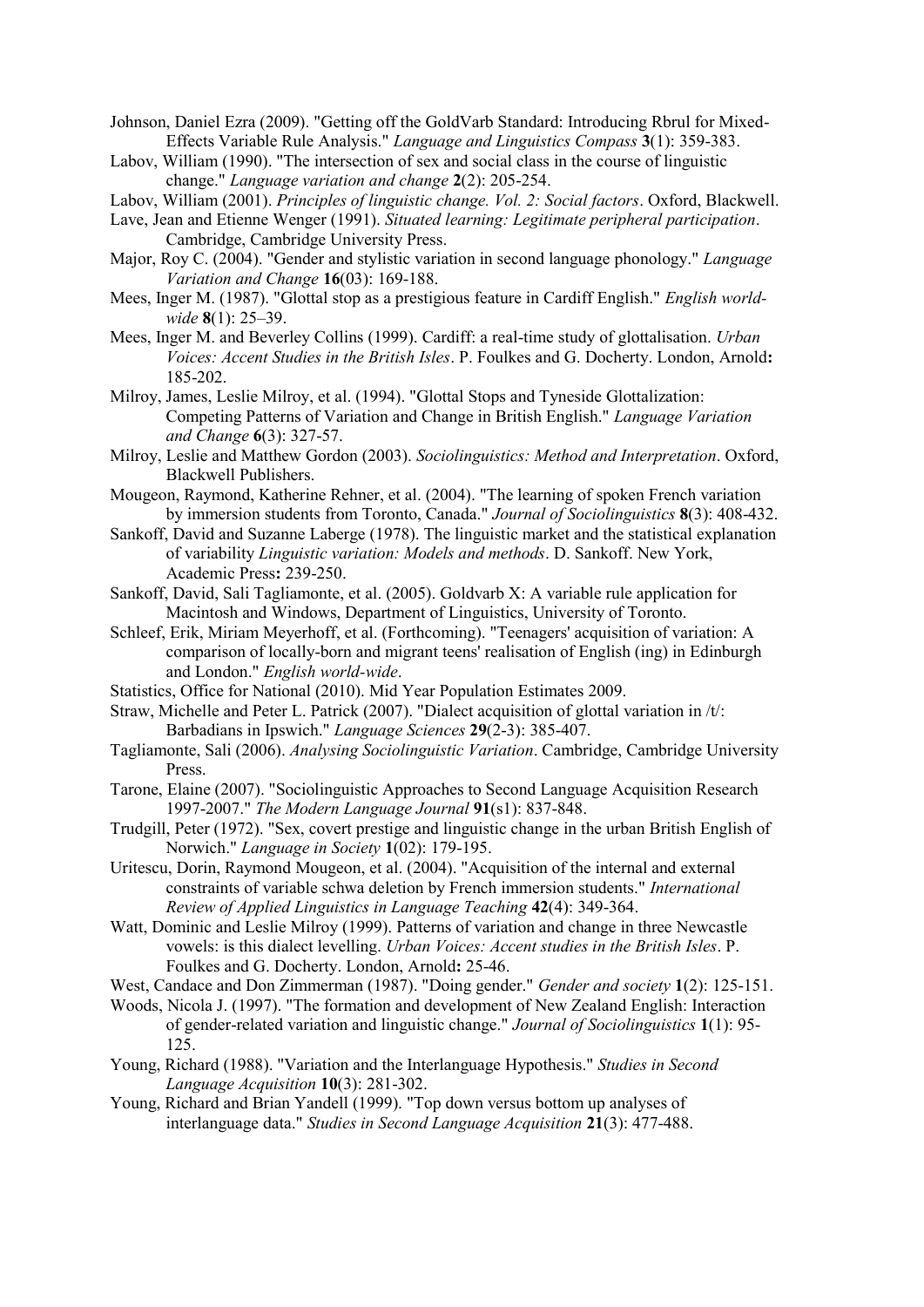Johnson, Daniel Ezra (2009). "Getting off the GoldVarb Standard: Introducing Rbrul for Mixed-Effects Variable Rule Analysis." *Language and Linguistics Compass* **3**(1): 359-383.

Labov, William (1990). "The intersection of sex and social class in the course of linguistic change." *Language variation and change* **2**(2): 205-254.

Labov, William (2001). *Principles of linguistic change. Vol. 2: Social factors*. Oxford, Blackwell.

Lave, Jean and Etienne Wenger (1991). *Situated learning: Legitimate peripheral participation*. Cambridge, Cambridge University Press.

Major, Roy C. (2004). "Gender and stylistic variation in second language phonology." *Language Variation and Change* **16**(03): 169-188.

Mees, Inger M. (1987). "Glottal stop as a prestigious feature in Cardiff English." *English world-wide* **8**(1): 25–39.

Mees, Inger M. and Beverley Collins (1999). Cardiff: a real-time study of glottalisation. *Urban Voices: Accent Studies in the British Isles*. P. Foulkes and G. Docherty. London, Arnold**:** 185-202.

Milroy, James, Leslie Milroy, et al. (1994). "Glottal Stops and Tyneside Glottalization: Competing Patterns of Variation and Change in British English." *Language Variation and Change* **6**(3): 327-57.

Milroy, Leslie and Matthew Gordon (2003). *Sociolinguistics: Method and Interpretation*. Oxford, Blackwell Publishers.

Mougeon, Raymond, Katherine Rehner, et al. (2004). "The learning of spoken French variation by immersion students from Toronto, Canada." *Journal of Sociolinguistics* **8**(3): 408-432.

Sankoff, David and Suzanne Laberge (1978). The linguistic market and the statistical explanation of variability *Linguistic variation: Models and methods*. D. Sankoff. New York, Academic Press**:** 239-250.

Sankoff, David, Sali Tagliamonte, et al. (2005). Goldvarb X: A variable rule application for Macintosh and Windows, Department of Linguistics, University of Toronto.

Schleef, Erik, Miriam Meyerhoff, et al. (Forthcoming). "Teenagers' acquisition of variation: A comparison of locally-born and migrant teens' realisation of English (ing) in Edinburgh and London." *English world-wide*.

Statistics, Office for National (2010). Mid Year Population Estimates 2009.

Straw, Michelle and Peter L. Patrick (2007). "Dialect acquisition of glottal variation in /t/: Barbadians in Ipswich." *Language Sciences* **29**(2-3): 385-407.

Tagliamonte, Sali (2006). *Analysing Sociolinguistic Variation*. Cambridge, Cambridge University Press.

Tarone, Elaine (2007). "Sociolinguistic Approaches to Second Language Acquisition Research 1997-2007." *The Modern Language Journal* **91**(s1): 837-848.

Trudgill, Peter (1972). "Sex, covert prestige and linguistic change in the urban British English of Norwich." *Language in Society* **1**(02): 179-195.

Uritescu, Dorin, Raymond Mougeon, et al. (2004). "Acquisition of the internal and external constraints of variable schwa deletion by French immersion students." *International Review of Applied Linguistics in Language Teaching* **42**(4): 349-364.

Watt, Dominic and Leslie Milroy (1999). Patterns of variation and change in three Newcastle vowels: is this dialect levelling. *Urban Voices: Accent studies in the British Isles*. P. Foulkes and G. Docherty. London, Arnold**:** 25-46.

West, Candace and Don Zimmerman (1987). "Doing gender." *Gender and society* **1**(2): 125-151.

Woods, Nicola J. (1997). "The formation and development of New Zealand English: Interaction of gender-related variation and linguistic change." *Journal of Sociolinguistics* **1**(1): 95-125.

Young, Richard (1988). "Variation and the Interlanguage Hypothesis." *Studies in Second Language Acquisition* **10**(3): 281-302.

Young, Richard and Brian Yandell (1999). "Top down versus bottom up analyses of interlanguage data." *Studies in Second Language Acquisition* **21**(3): 477-488.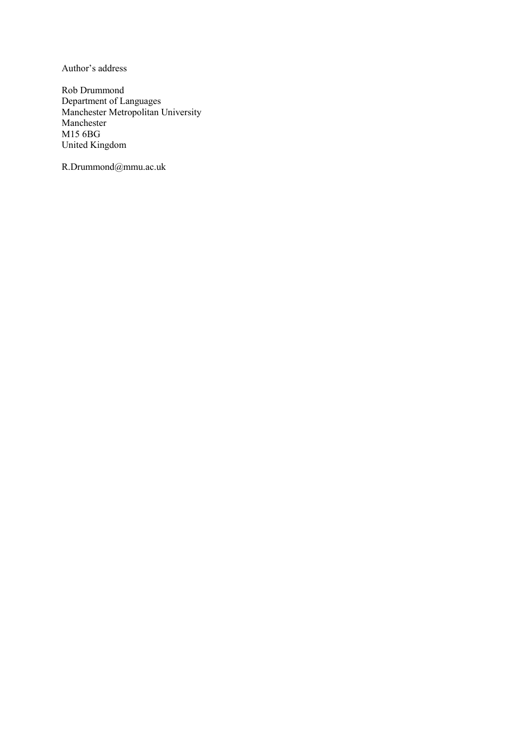Author's address

Rob Drummond
Department of Languages
Manchester Metropolitan University
Manchester
M15 6BG
United Kingdom

R.Drummond@mmu.ac.uk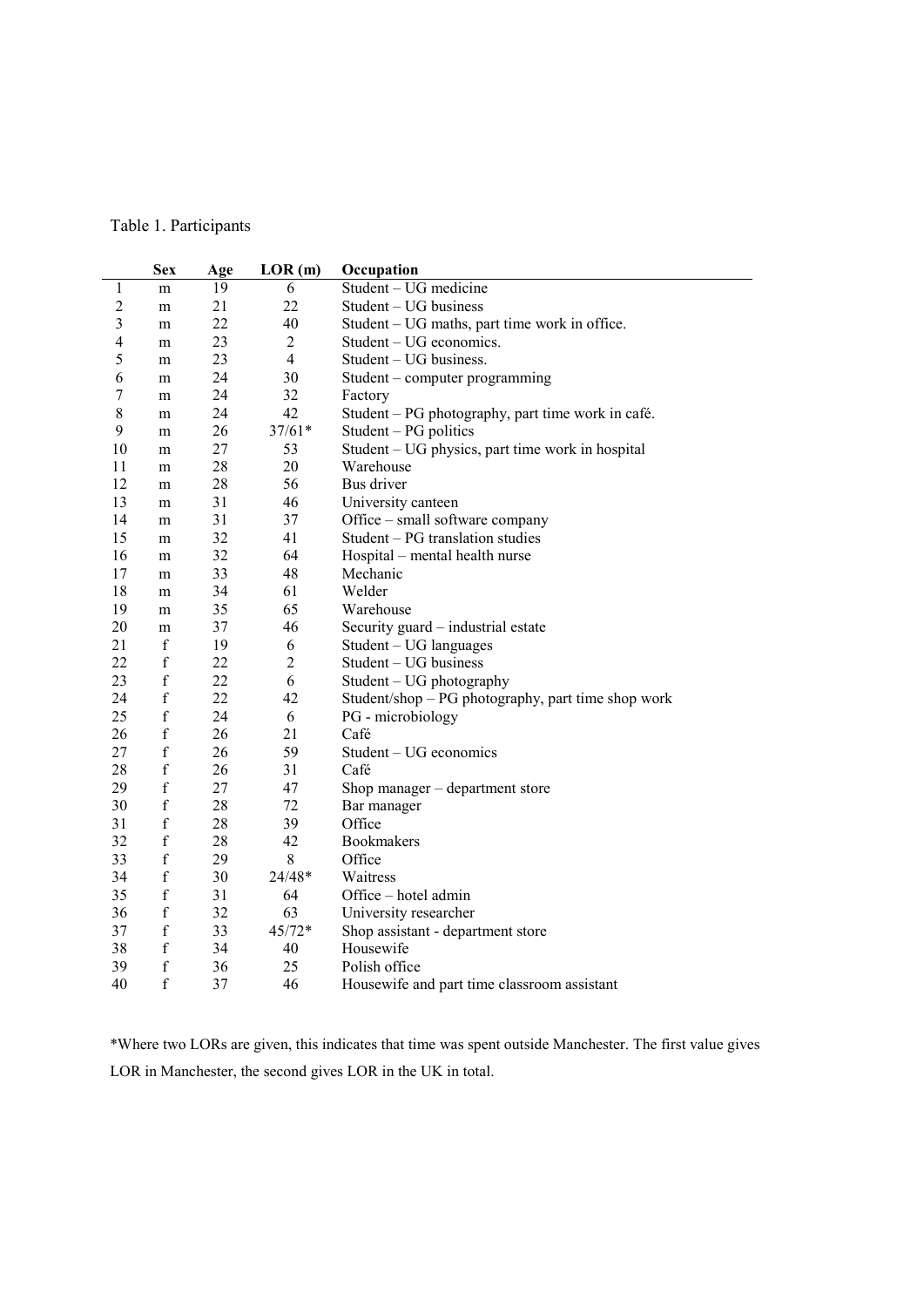Table 1. Participants

| | Sex | Age | LOR (m) | Occupation |
|---|---|---|---|---|
| 1 | m | 19 | 6 | Student – UG medicine |
| 2 | m | 21 | 22 | Student – UG business |
| 3 | m | 22 | 40 | Student – UG maths, part time work in office. |
| 4 | m | 23 | 2 | Student – UG economics. |
| 5 | m | 23 | 4 | Student – UG business. |
| 6 | m | 24 | 30 | Student – computer programming |
| 7 | m | 24 | 32 | Factory |
| 8 | m | 24 | 42 | Student – PG photography, part time work in café. |
| 9 | m | 26 | 37/61* | Student – PG politics |
| 10 | m | 27 | 53 | Student – UG physics, part time work in hospital |
| 11 | m | 28 | 20 | Warehouse |
| 12 | m | 28 | 56 | Bus driver |
| 13 | m | 31 | 46 | University canteen |
| 14 | m | 31 | 37 | Office – small software company |
| 15 | m | 32 | 41 | Student – PG translation studies |
| 16 | m | 32 | 64 | Hospital – mental health nurse |
| 17 | m | 33 | 48 | Mechanic |
| 18 | m | 34 | 61 | Welder |
| 19 | m | 35 | 65 | Warehouse |
| 20 | m | 37 | 46 | Security guard – industrial estate |
| 21 | f | 19 | 6 | Student – UG languages |
| 22 | f | 22 | 2 | Student – UG business |
| 23 | f | 22 | 6 | Student – UG photography |
| 24 | f | 22 | 42 | Student/shop – PG photography, part time shop work |
| 25 | f | 24 | 6 | PG - microbiology |
| 26 | f | 26 | 21 | Café |
| 27 | f | 26 | 59 | Student – UG economics |
| 28 | f | 26 | 31 | Café |
| 29 | f | 27 | 47 | Shop manager – department store |
| 30 | f | 28 | 72 | Bar manager |
| 31 | f | 28 | 39 | Office |
| 32 | f | 28 | 42 | Bookmakers |
| 33 | f | 29 | 8 | Office |
| 34 | f | 30 | 24/48* | Waitress |
| 35 | f | 31 | 64 | Office – hotel admin |
| 36 | f | 32 | 63 | University researcher |
| 37 | f | 33 | 45/72* | Shop assistant - department store |
| 38 | f | 34 | 40 | Housewife |
| 39 | f | 36 | 25 | Polish office |
| 40 | f | 37 | 46 | Housewife and part time classroom assistant |

*Where two LORs are given, this indicates that time was spent outside Manchester. The first value gives LOR in Manchester, the second gives LOR in the UK in total.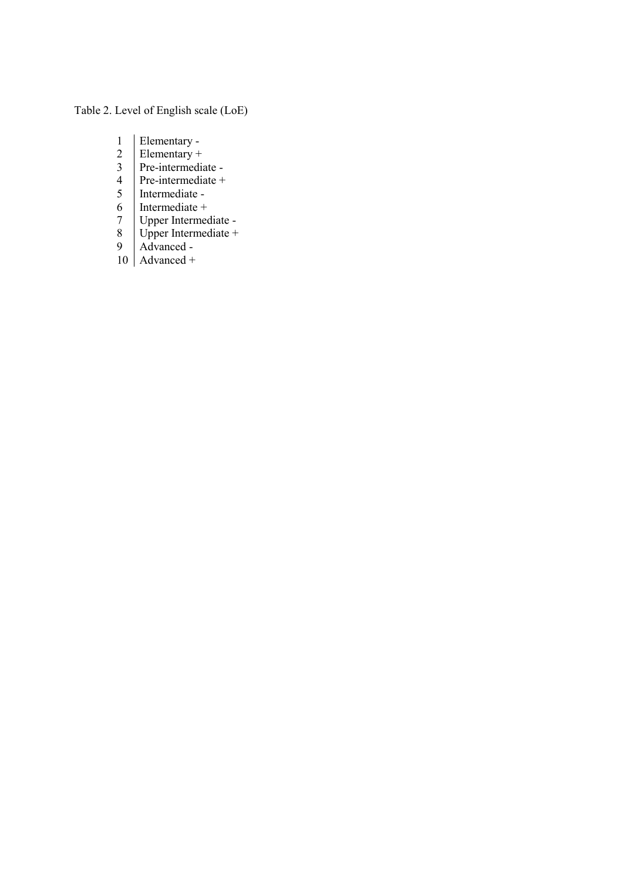Table 2. Level of English scale (LoE)

| | |
|---|---|
| 1 | Elementary - |
| 2 | Elementary + |
| 3 | Pre-intermediate - |
| 4 | Pre-intermediate + |
| 5 | Intermediate - |
| 6 | Intermediate + |
| 7 | Upper Intermediate - |
| 8 | Upper Intermediate + |
| 9 | Advanced - |
| 10 | Advanced + |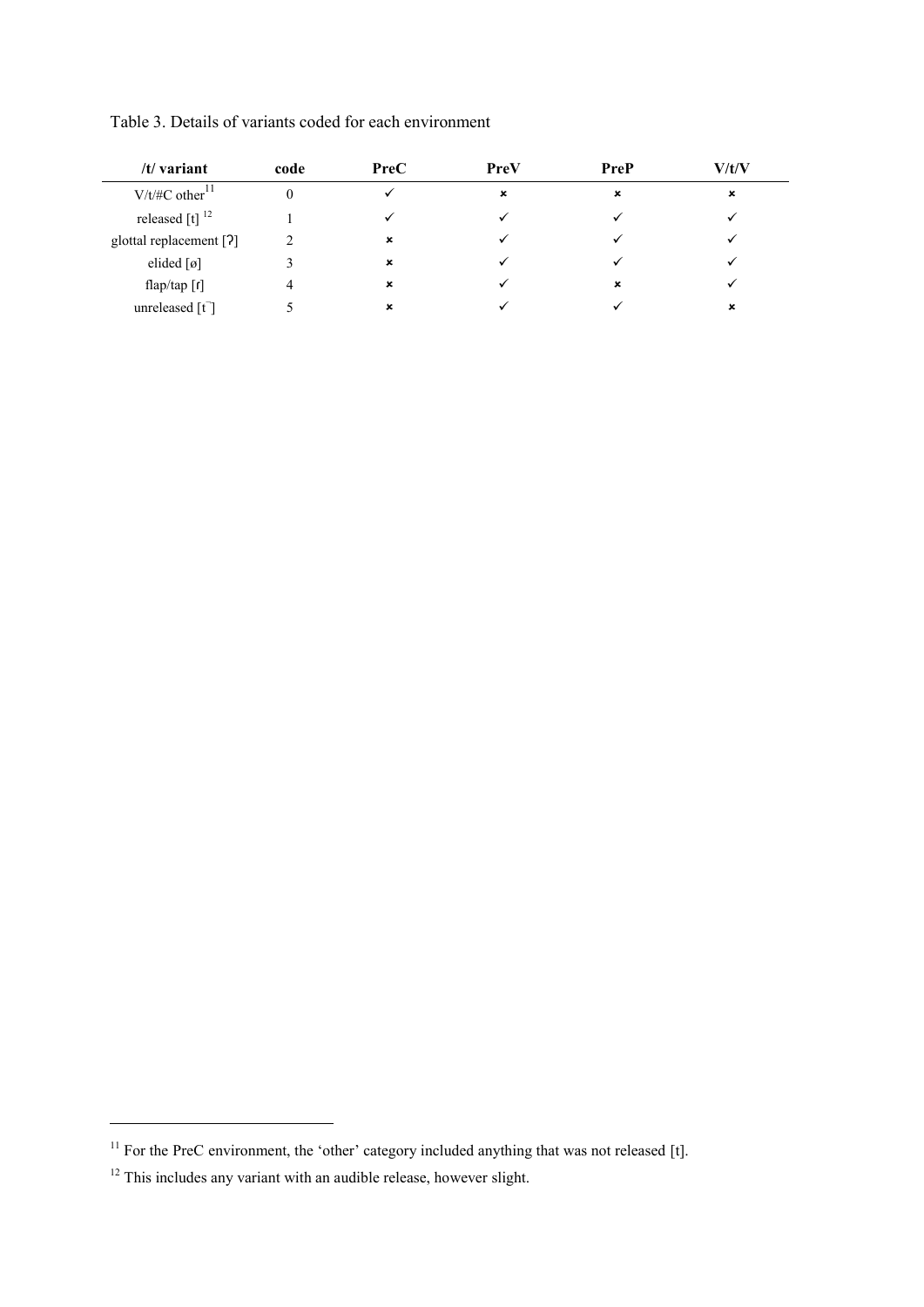Table 3. Details of variants coded for each environment

| /t/ variant | code | PreC | PreV | PreP | V/t/V |
|---|---|---|---|---|---|
| V/t/#C other[11] | 0 | ✓ | × | × | × |
| released [t] [12] | 1 | ✓ | ✓ | ✓ | ✓ |
| glottal replacement [ʔ] | 2 | × | ✓ | ✓ | ✓ |
| elided [ø] | 3 | × | ✓ | ✓ | ✓ |
| flap/tap [ɾ] | 4 | × | ✓ | × | ✓ |
| unreleased [t̚] | 5 | × | ✓ | ✓ | × |

[11] For the PreC environment, the 'other' category included anything that was not released [t].

[12] This includes any variant with an audible release, however slight.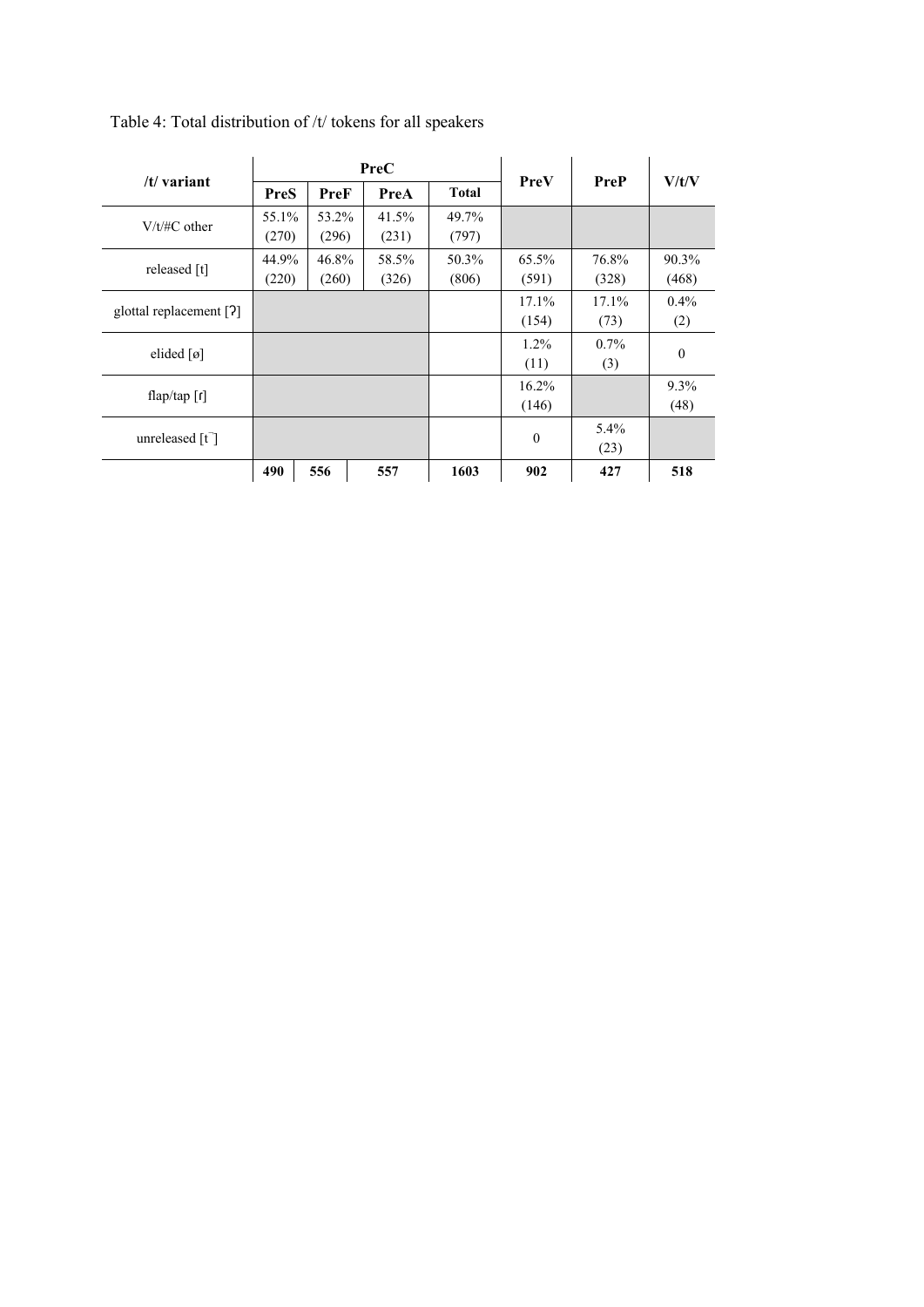Table 4: Total distribution of /t/ tokens for all speakers

| /t/ variant | PreC | | | | PreV | PreP | V/t/V |
|---|---|---|---|---|---|---|---|
| | PreS | PreF | PreA | Total | | | |
| V/t/#C other | 55.1% (270) | 53.2% (296) | 41.5% (231) | 49.7% (797) | | | |
| released [t] | 44.9% (220) | 46.8% (260) | 58.5% (326) | 50.3% (806) | 65.5% (591) | 76.8% (328) | 90.3% (468) |
| glottal replacement [ʔ] | | | | | 17.1% (154) | 17.1% (73) | 0.4% (2) |
| elided [ø] | | | | | 1.2% (11) | 0.7% (3) | 0 |
| flap/tap [ɾ] | | | | | 16.2% (146) | | 9.3% (48) |
| unreleased [t̚] | | | | | 0 | 5.4% (23) | |
| | **490** | **556** | **557** | **1603** | **902** | **427** | **518** |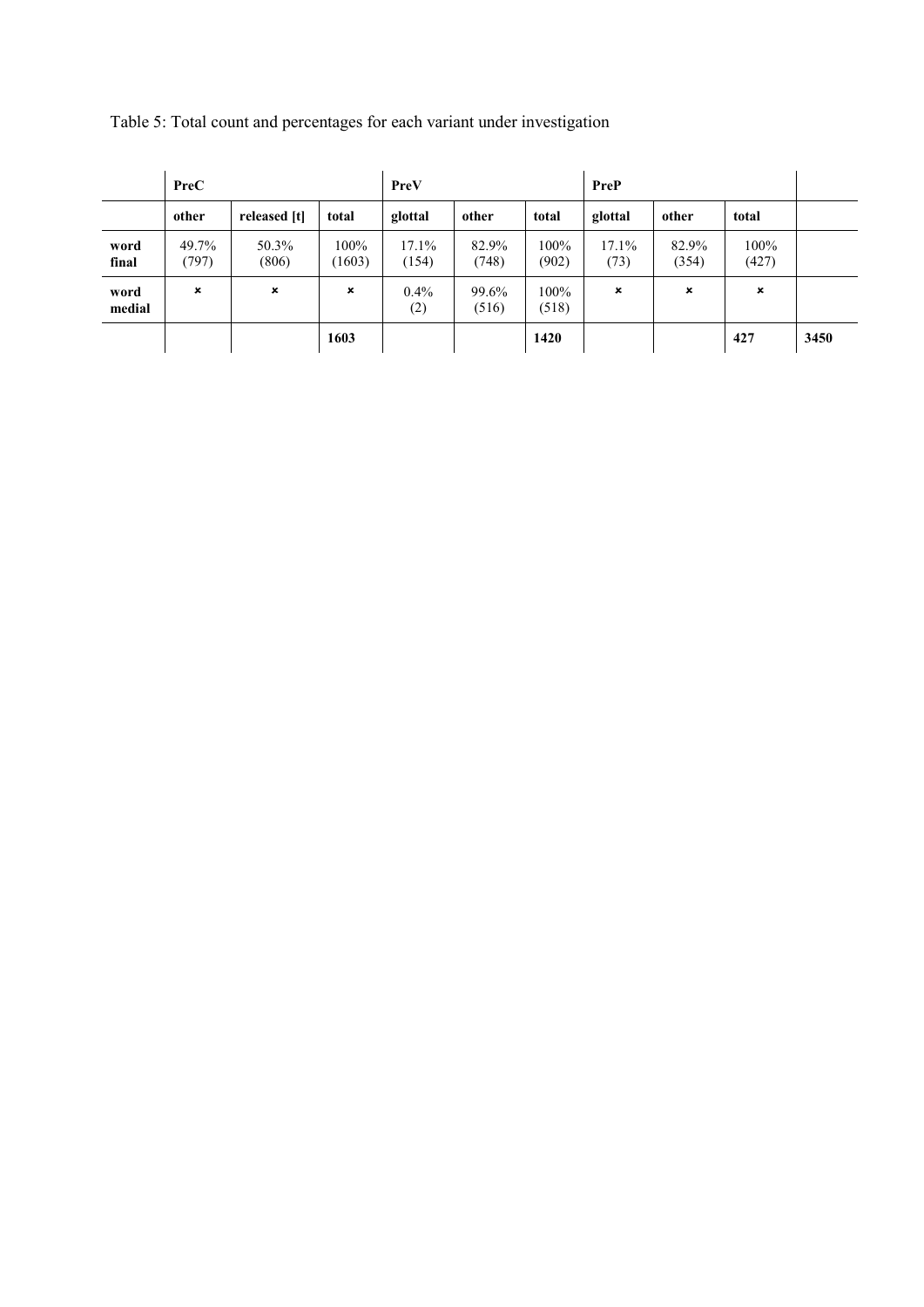Table 5: Total count and percentages for each variant under investigation

| | PreC | | | PreV | | | PreP | | | |
|---|---|---|---|---|---|---|---|---|---|---|
| | **other** | **released [t]** | **total** | **glottal** | **other** | **total** | **glottal** | **other** | **total** | |
| **word final** | 49.7% (797) | 50.3% (806) | 100% (1603) | 17.1% (154) | 82.9% (748) | 100% (902) | 17.1% (73) | 82.9% (354) | 100% (427) | |
| **word medial** | × | × | × | 0.4% (2) | 99.6% (516) | 100% (518) | × | × | × | |
| | | | **1603** | | | **1420** | | | **427** | **3450** |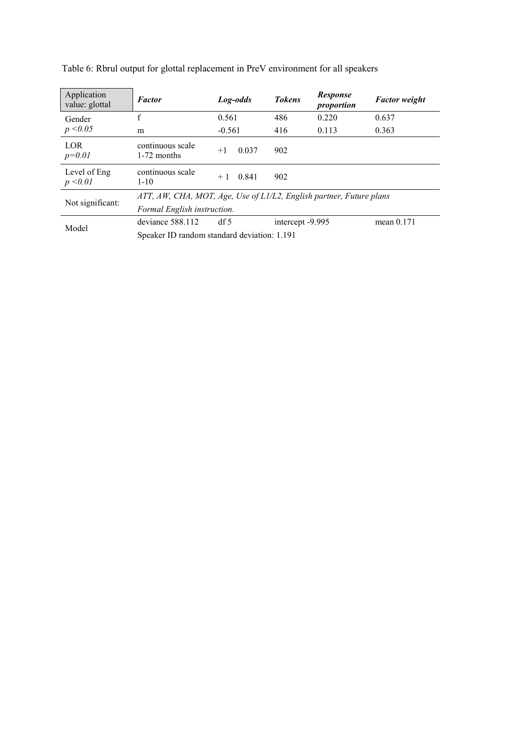Table 6: Rbrul output for glottal replacement in PreV environment for all speakers

| Application value: glottal | *Factor* | *Log-odds* | *Tokens* | *Response proportion* | *Factor weight* |
|---|---|---|---|---|---|
| Gender $p < 0.05$ | f | 0.561 | 486 | 0.220 | 0.637 |
| | m | -0.561 | 416 | 0.113 | 0.363 |
| LOR $p = 0.01$ | continuous scale 1-72 months | +1 0.037 | 902 | | |
| Level of Eng $p < 0.01$ | continuous scale 1-10 | + 1 0.841 | 902 | | |
| Not significant: | *ATT, AW, CHA, MOT, Age, Use of L1/L2, English partner, Future plans Formal English instruction.* | | | | |
| Model | deviance 588.112 | df 5 | intercept -9.995 | | mean 0.171 |
| | Speaker ID random standard deviation: 1.191 | | | | |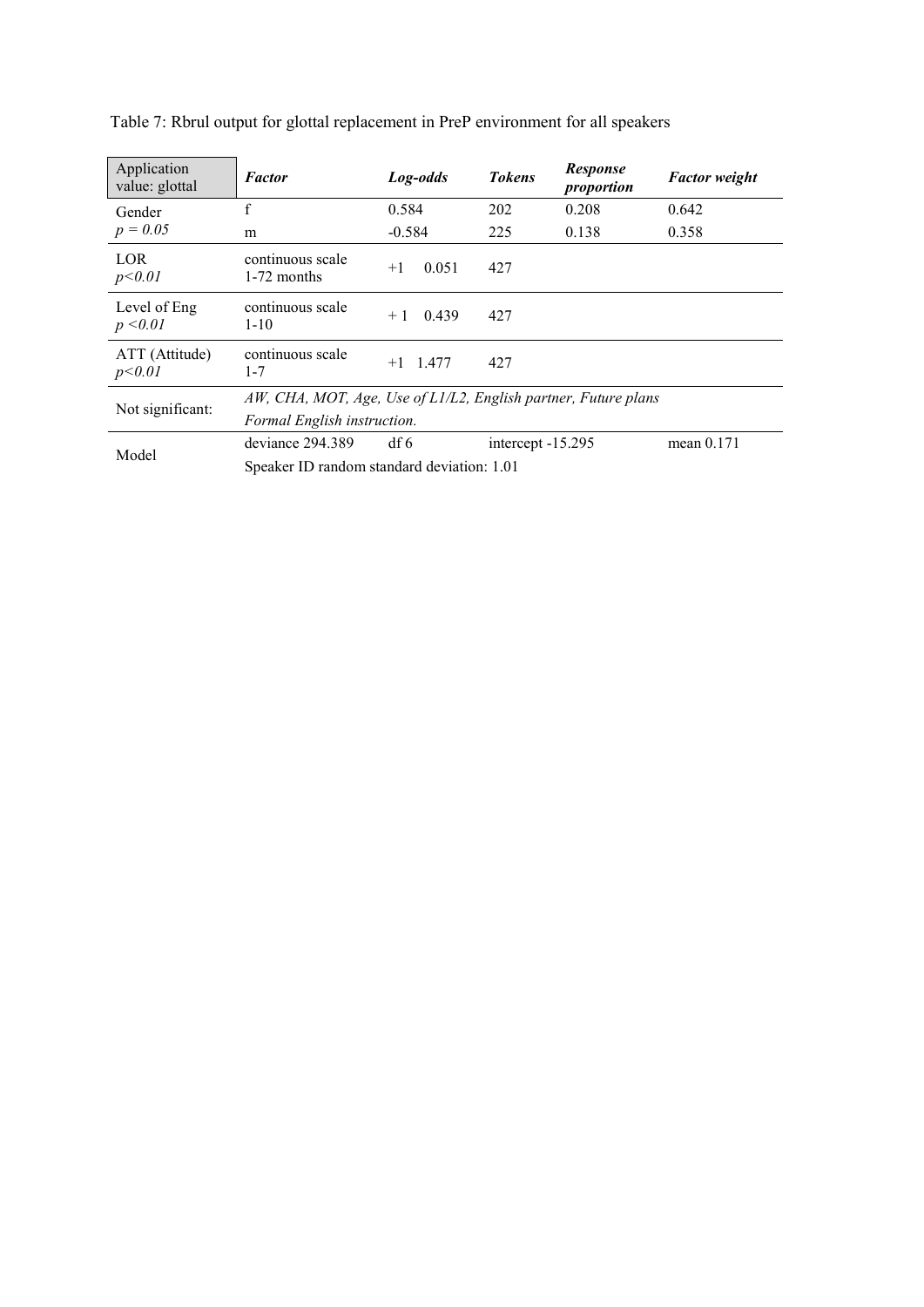Table 7: Rbrul output for glottal replacement in PreP environment for all speakers

| Application value: glottal | *Factor* | *Log-odds* | *Tokens* | *Response proportion* | *Factor weight* |
|---|---|---|---|---|---|
| Gender $p = 0.05$ | f | 0.584 | 202 | 0.208 | 0.642 |
| | m | -0.584 | 225 | 0.138 | 0.358 |
| LOR $p<0.01$ | continuous scale 1-72 months | +1 0.051 | 427 | | |
| Level of Eng $p<0.01$ | continuous scale 1-10 | + 1 0.439 | 427 | | |
| ATT (Attitude) $p<0.01$ | continuous scale 1-7 | +1 1.477 | 427 | | |
| Not significant: | *AW, CHA, MOT, Age, Use of L1/L2, English partner, Future plans Formal English instruction.* | | | | |
| Model | deviance 294.389 | df 6 | intercept -15.295 | | mean 0.171 |
| | Speaker ID random standard deviation: 1.01 | | | | |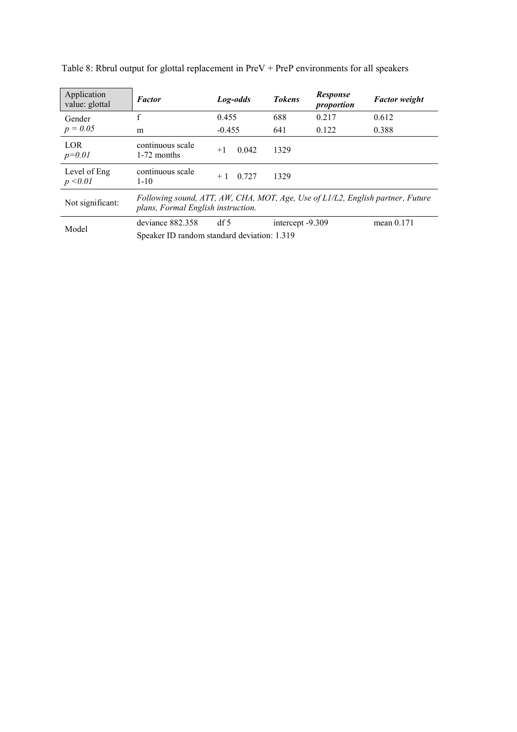Table 8: Rbrul output for glottal replacement in PreV + PreP environments for all speakers

| Application value: glottal | ***Factor*** | ***Log-odds*** | ***Tokens*** | ***Response proportion*** | ***Factor weight*** |
|---|---|---|---|---|---|
| Gender | f | 0.455 | 688 | 0.217 | 0.612 |
| *p = 0.05* | m | -0.455 | 641 | 0.122 | 0.388 |
| LOR *p=0.01* | continuous scale 1-72 months | +1 0.042 | 1329 | | |
| Level of Eng *p <0.01* | continuous scale 1-10 | + 1 0.727 | 1329 | | |
| Not significant: | *Following sound, ATT, AW, CHA, MOT, Age, Use of L1/L2, English partner, Future plans, Formal English instruction.* | | | | |
| Model | deviance 882.358 | df 5 | intercept -9.309 | | mean 0.171 |
| | Speaker ID random standard deviation: 1.319 | | | | |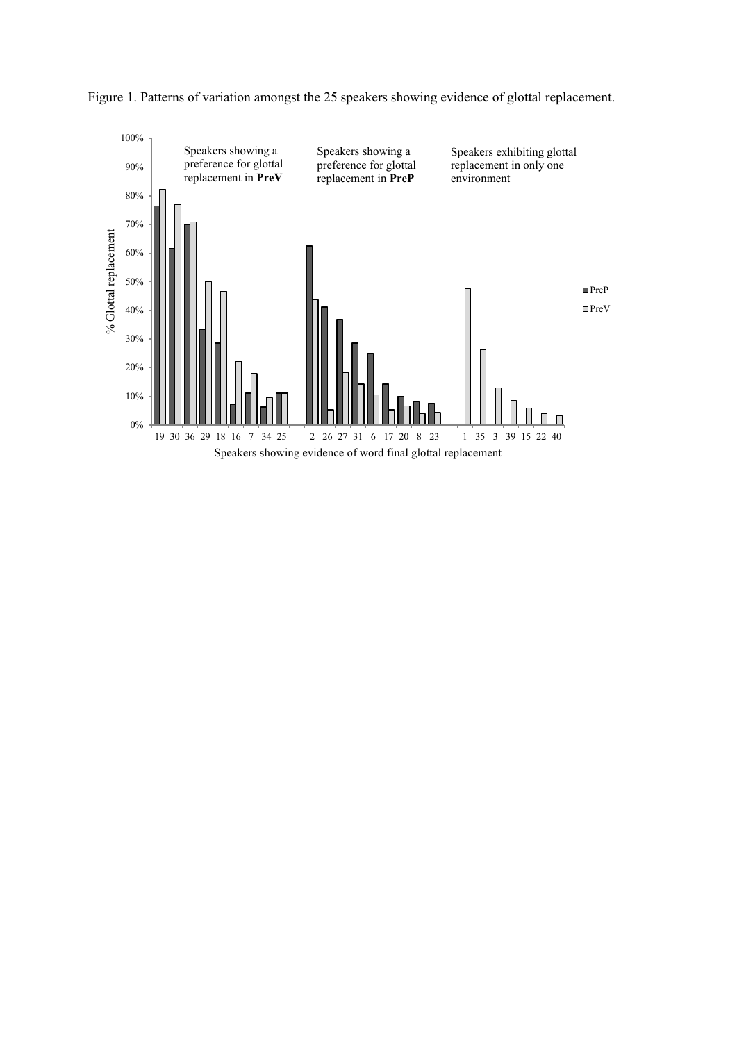Figure 1. Patterns of variation amongst the 25 speakers showing evidence of glottal replacement.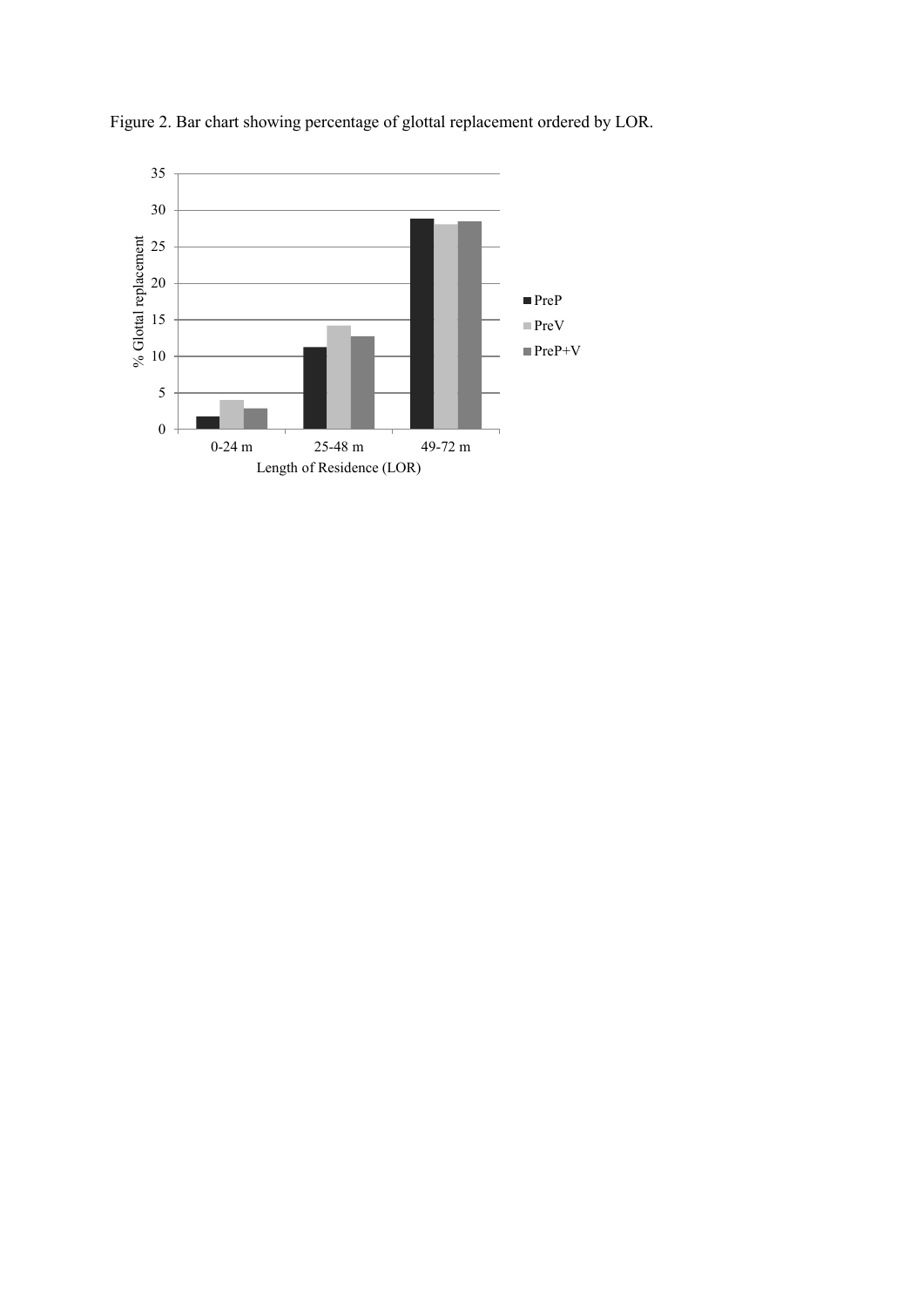Figure 2. Bar chart showing percentage of glottal replacement ordered by LOR.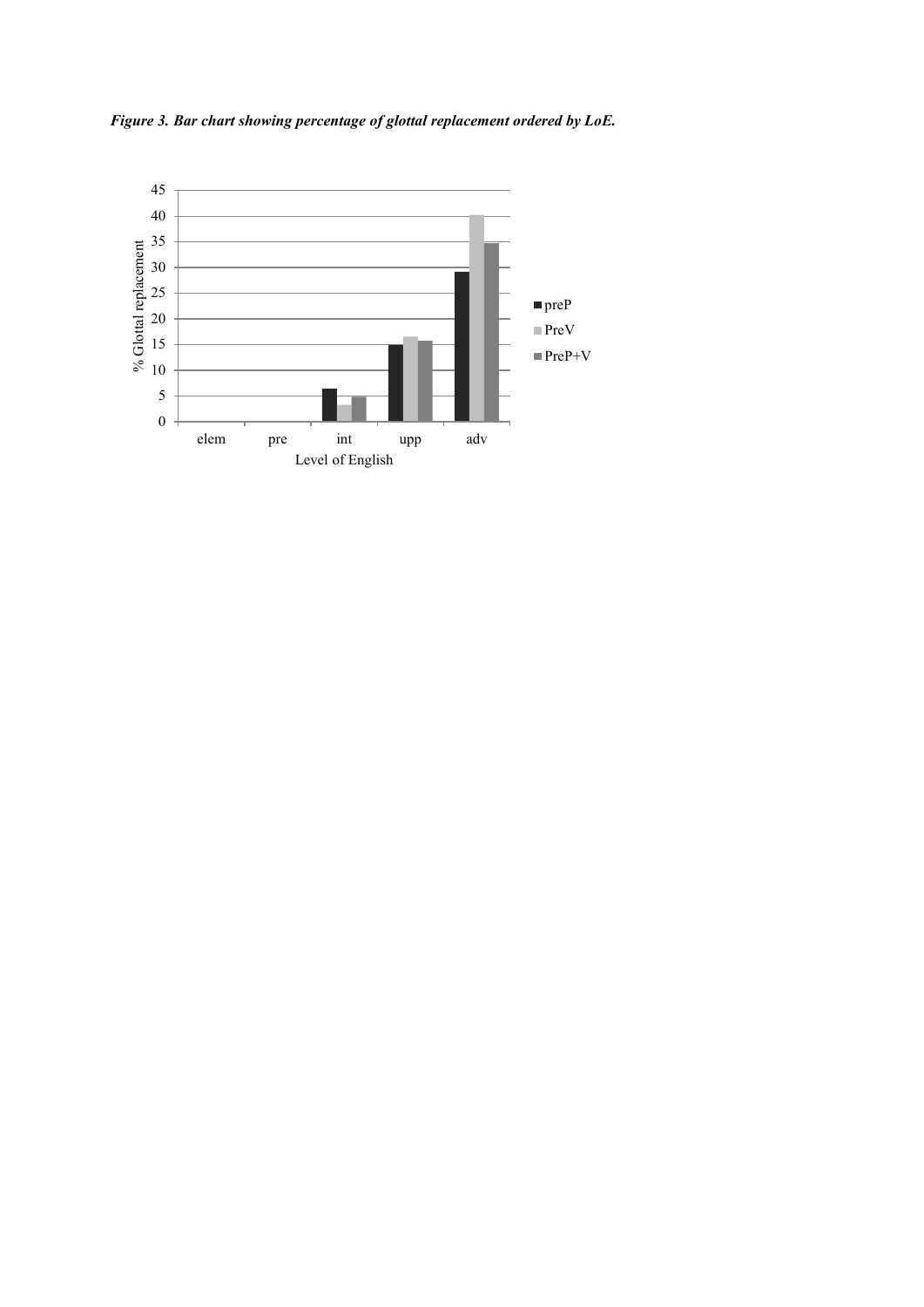*Figure 3. Bar chart showing percentage of glottal replacement ordered by LoE.*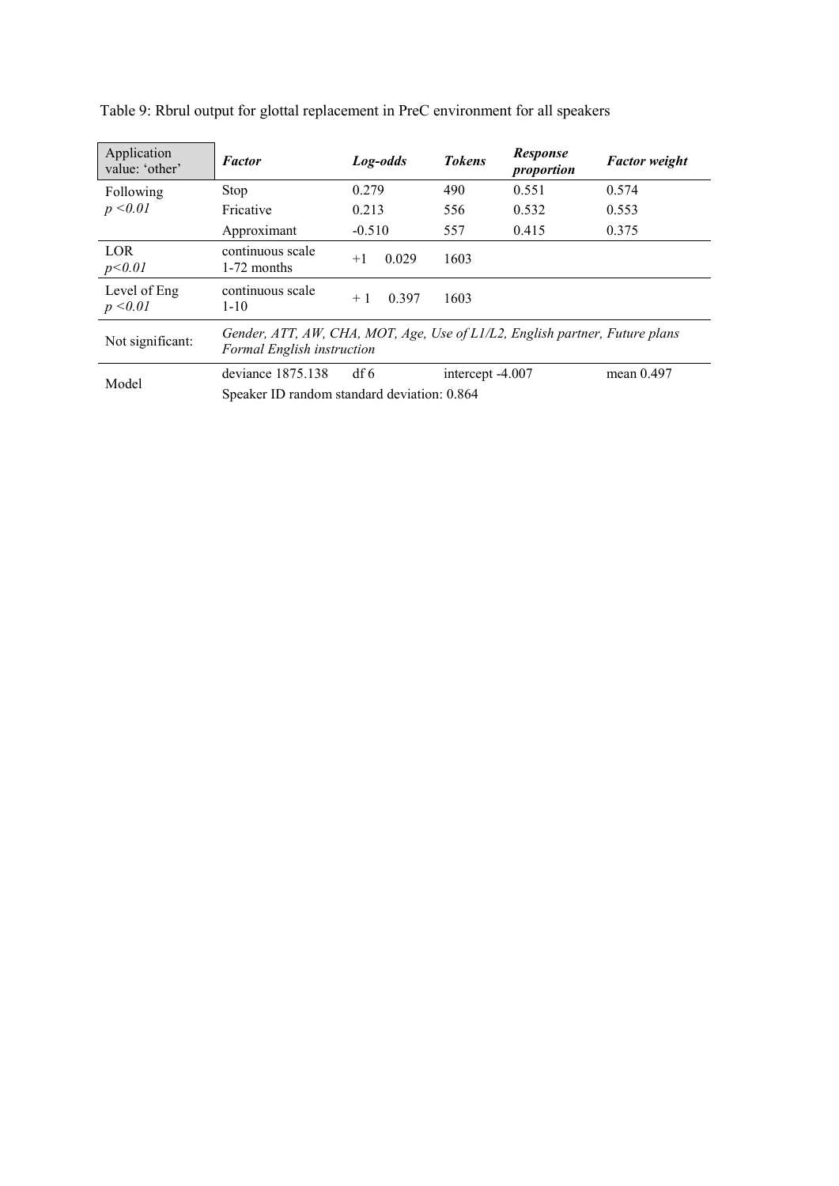Table 9: Rbrul output for glottal replacement in PreC environment for all speakers

| Application value: 'other' | ***Factor*** | ***Log-odds*** | ***Tokens*** | ***Response proportion*** | ***Factor weight*** |
|---|---|---|---|---|---|
| Following *$p < 0.01$* | Stop | 0.279 | 490 | 0.551 | 0.574 |
| | Fricative | 0.213 | 556 | 0.532 | 0.553 |
| | Approximant | -0.510 | 557 | 0.415 | 0.375 |
| LOR *$p < 0.01$* | continuous scale 1-72 months | +1 0.029 | 1603 | | |
| Level of Eng *$p < 0.01$* | continuous scale 1-10 | + 1 0.397 | 1603 | | |
| Not significant: | *Gender, ATT, AW, CHA, MOT, Age, Use of L1/L2, English partner, Future plans Formal English instruction* | | | | |
| Model | deviance 1875.138 | df 6 | intercept -4.007 | | mean 0.497 |
| | Speaker ID random standard deviation: 0.864 | | | | |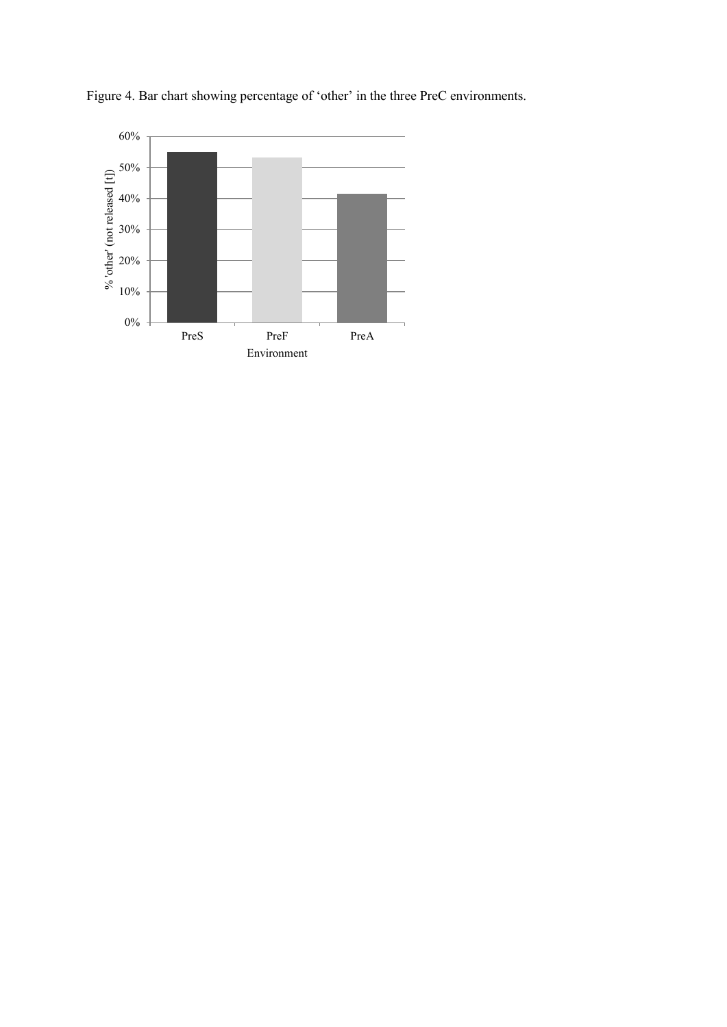Figure 4. Bar chart showing percentage of 'other' in the three PreC environments.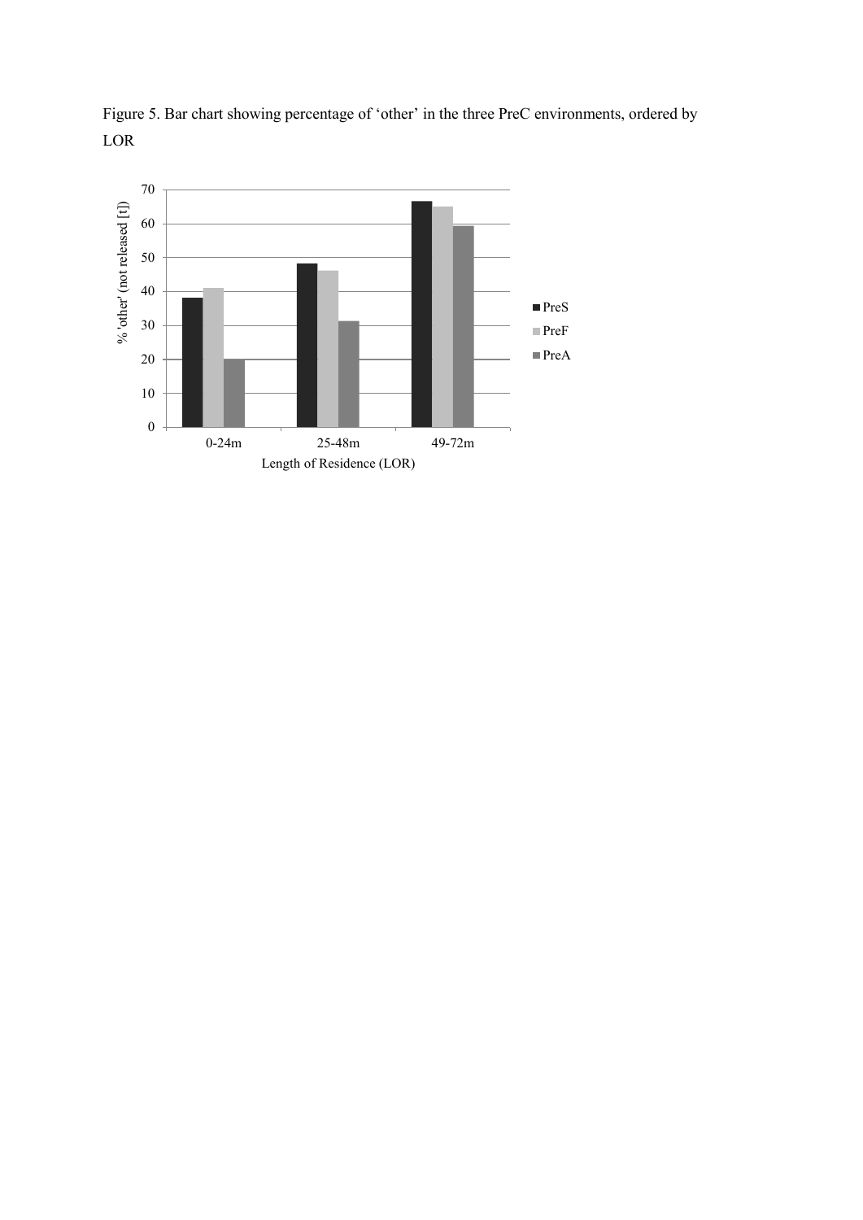Figure 5. Bar chart showing percentage of 'other' in the three PreC environments, ordered by LOR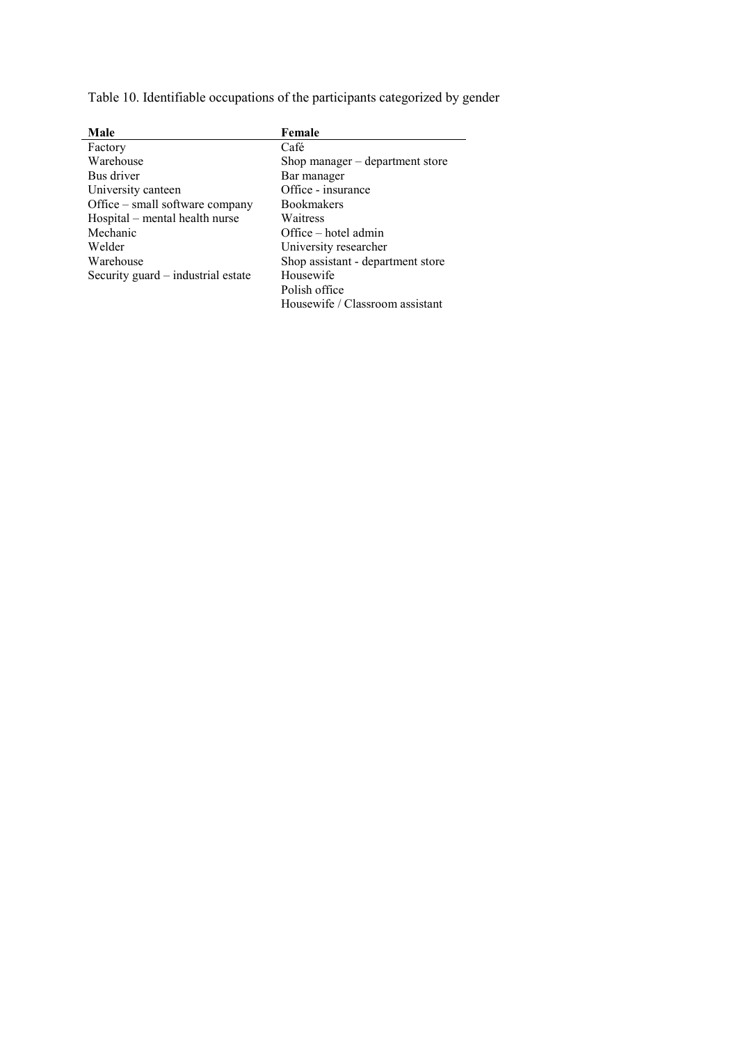Table 10. Identifiable occupations of the participants categorized by gender

| Male | Female |
|---|---|
| Factory | Café |
| Warehouse | Shop manager – department store |
| Bus driver | Bar manager |
| University canteen | Office - insurance |
| Office – small software company | Bookmakers |
| Hospital – mental health nurse | Waitress |
| Mechanic | Office – hotel admin |
| Welder | University researcher |
| Warehouse | Shop assistant - department store |
| Security guard – industrial estate | Housewife |
| | Polish office |
| | Housewife / Classroom assistant |